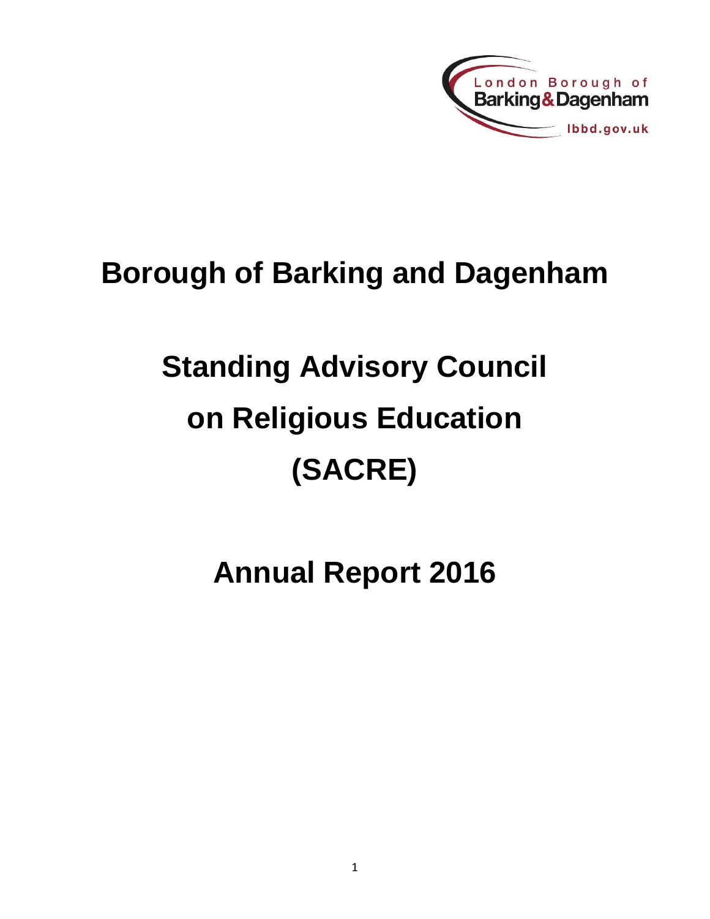London Borough of Barking & Dagenham

lbbd.gov.uk

# Borough of Barking and Dagenham

# Standing Advisory Council on Religious Education (SACRE)

# Annual Report 2016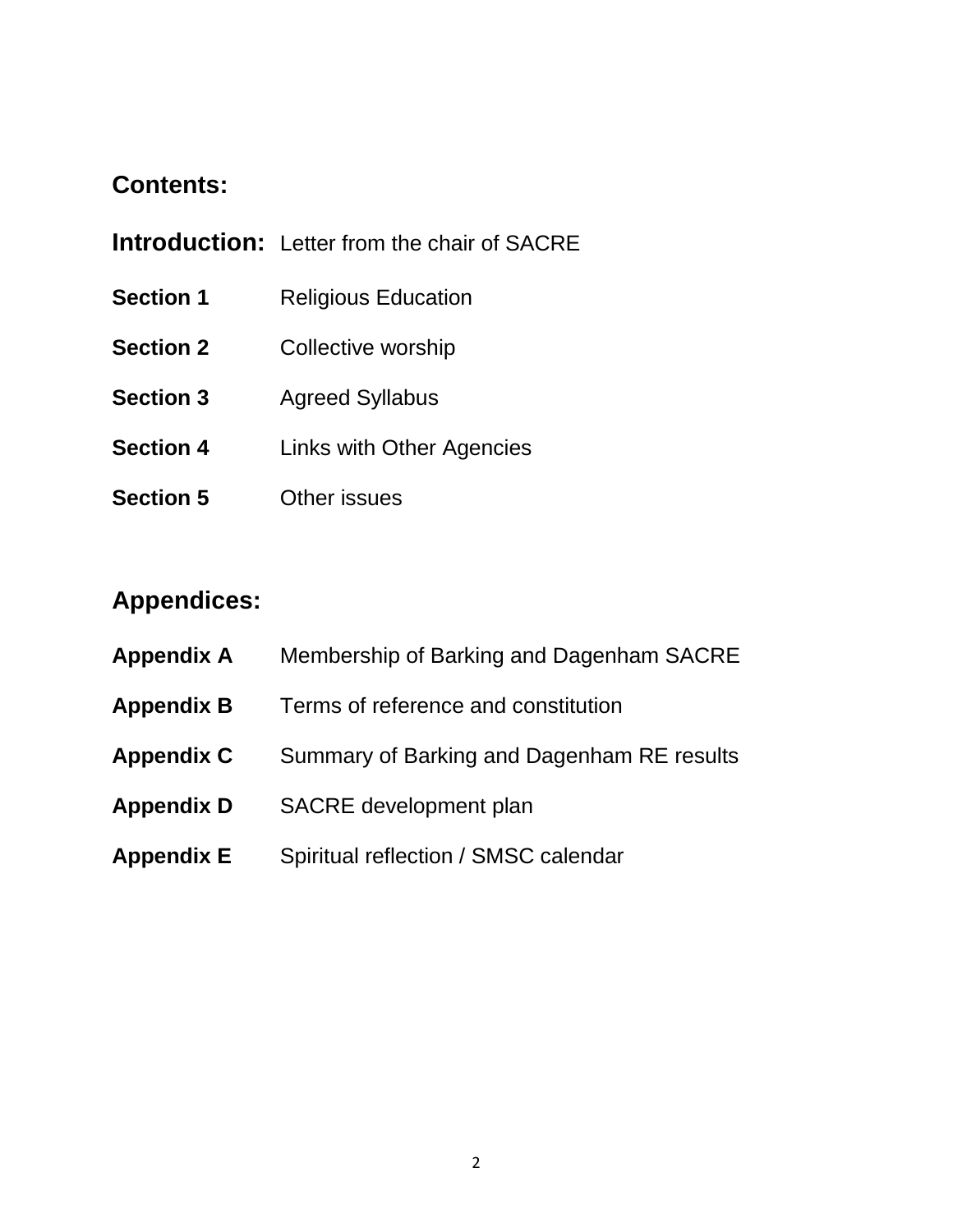## Contents:

**Introduction:** Letter from the chair of SACRE

**Section 1** Religious Education

**Section 2** Collective worship

**Section 3** Agreed Syllabus

**Section 4** Links with Other Agencies

**Section 5** Other issues

## Appendices:

**Appendix A** Membership of Barking and Dagenham SACRE

**Appendix B** Terms of reference and constitution

**Appendix C** Summary of Barking and Dagenham RE results

**Appendix D** SACRE development plan

**Appendix E** Spiritual reflection / SMSC calendar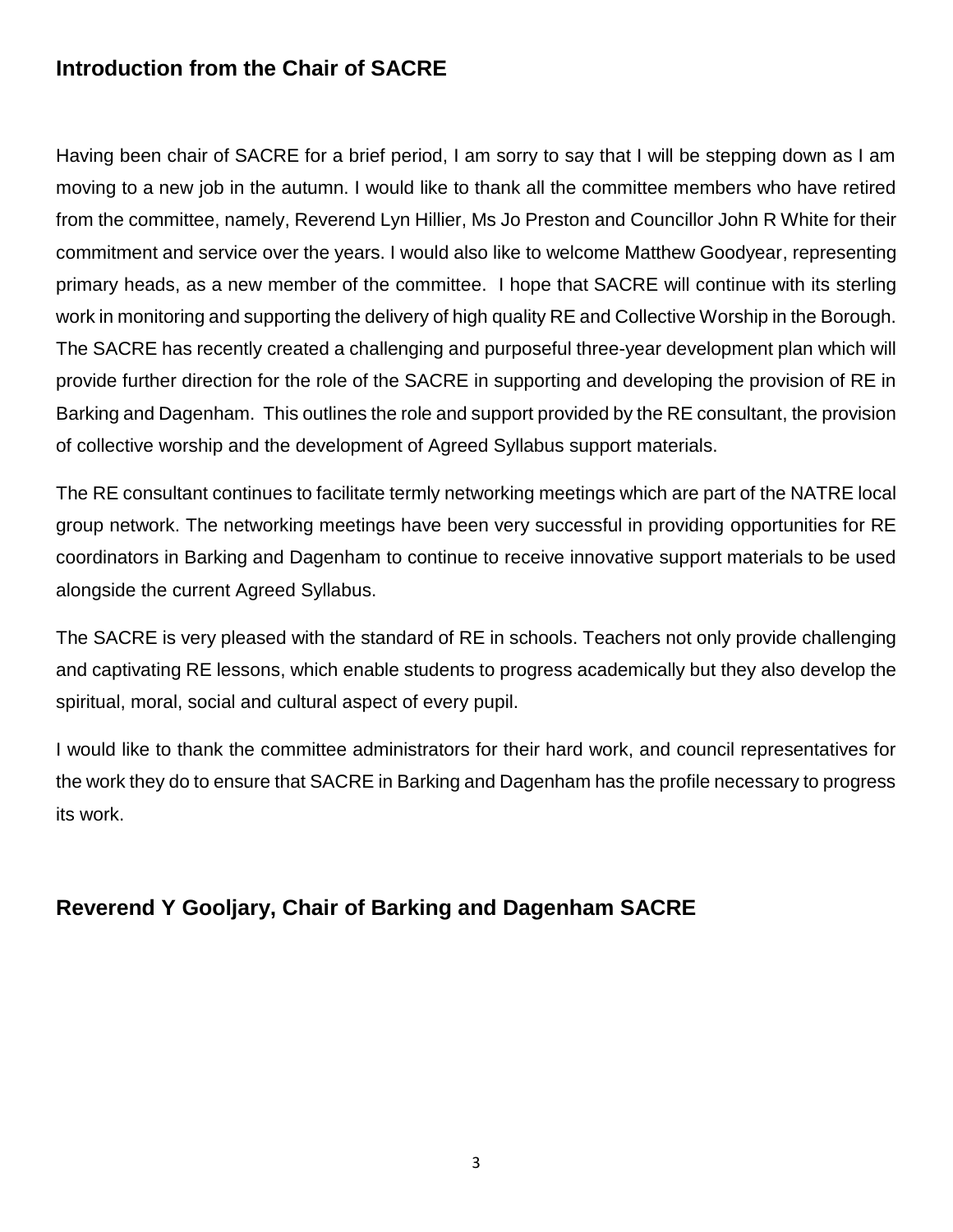## Introduction from the Chair of SACRE

Having been chair of SACRE for a brief period, I am sorry to say that I will be stepping down as I am moving to a new job in the autumn. I would like to thank all the committee members who have retired from the committee, namely, Reverend Lyn Hillier, Ms Jo Preston and Councillor John R White for their commitment and service over the years. I would also like to welcome Matthew Goodyear, representing primary heads, as a new member of the committee. I hope that SACRE will continue with its sterling work in monitoring and supporting the delivery of high quality RE and Collective Worship in the Borough. The SACRE has recently created a challenging and purposeful three-year development plan which will provide further direction for the role of the SACRE in supporting and developing the provision of RE in Barking and Dagenham. This outlines the role and support provided by the RE consultant, the provision of collective worship and the development of Agreed Syllabus support materials.

The RE consultant continues to facilitate termly networking meetings which are part of the NATRE local group network. The networking meetings have been very successful in providing opportunities for RE coordinators in Barking and Dagenham to continue to receive innovative support materials to be used alongside the current Agreed Syllabus.

The SACRE is very pleased with the standard of RE in schools. Teachers not only provide challenging and captivating RE lessons, which enable students to progress academically but they also develop the spiritual, moral, social and cultural aspect of every pupil.

I would like to thank the committee administrators for their hard work, and council representatives for the work they do to ensure that SACRE in Barking and Dagenham has the profile necessary to progress its work.

## Reverend Y Gooljary, Chair of Barking and Dagenham SACRE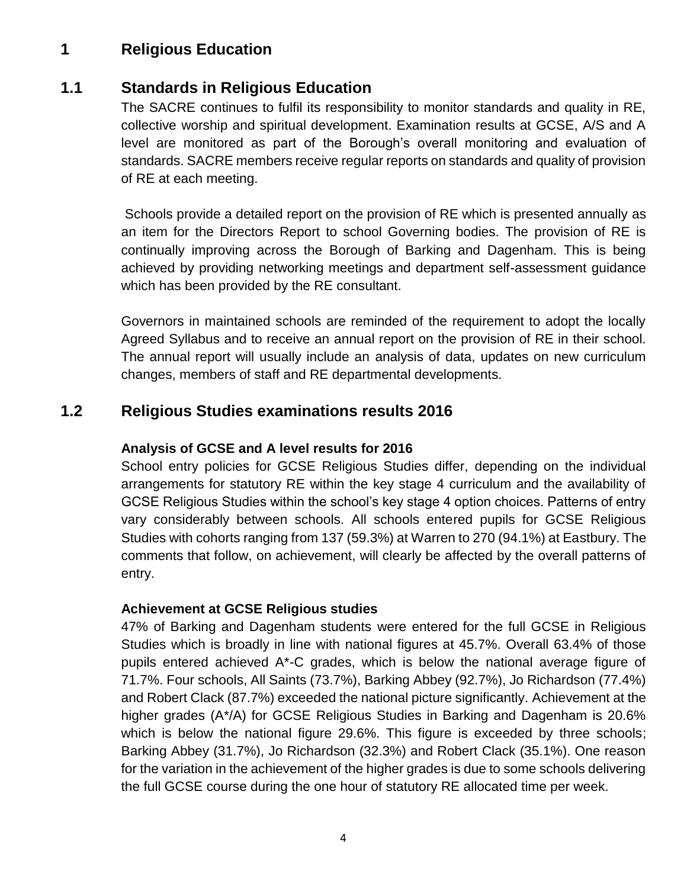# 1 Religious Education

## 1.1 Standards in Religious Education

The SACRE continues to fulfil its responsibility to monitor standards and quality in RE, collective worship and spiritual development. Examination results at GCSE, A/S and A level are monitored as part of the Borough's overall monitoring and evaluation of standards. SACRE members receive regular reports on standards and quality of provision of RE at each meeting.

Schools provide a detailed report on the provision of RE which is presented annually as an item for the Directors Report to school Governing bodies. The provision of RE is continually improving across the Borough of Barking and Dagenham. This is being achieved by providing networking meetings and department self-assessment guidance which has been provided by the RE consultant.

Governors in maintained schools are reminded of the requirement to adopt the locally Agreed Syllabus and to receive an annual report on the provision of RE in their school. The annual report will usually include an analysis of data, updates on new curriculum changes, members of staff and RE departmental developments.

## 1.2 Religious Studies examinations results 2016

**Analysis of GCSE and A level results for 2016**

School entry policies for GCSE Religious Studies differ, depending on the individual arrangements for statutory RE within the key stage 4 curriculum and the availability of GCSE Religious Studies within the school's key stage 4 option choices. Patterns of entry vary considerably between schools. All schools entered pupils for GCSE Religious Studies with cohorts ranging from 137 (59.3%) at Warren to 270 (94.1%) at Eastbury. The comments that follow, on achievement, will clearly be affected by the overall patterns of entry.

**Achievement at GCSE Religious studies**

47% of Barking and Dagenham students were entered for the full GCSE in Religious Studies which is broadly in line with national figures at 45.7%. Overall 63.4% of those pupils entered achieved A*-C grades, which is below the national average figure of 71.7%. Four schools, All Saints (73.7%), Barking Abbey (92.7%), Jo Richardson (77.4%) and Robert Clack (87.7%) exceeded the national picture significantly. Achievement at the higher grades (A*/A) for GCSE Religious Studies in Barking and Dagenham is 20.6% which is below the national figure 29.6%. This figure is exceeded by three schools; Barking Abbey (31.7%), Jo Richardson (32.3%) and Robert Clack (35.1%). One reason for the variation in the achievement of the higher grades is due to some schools delivering the full GCSE course during the one hour of statutory RE allocated time per week.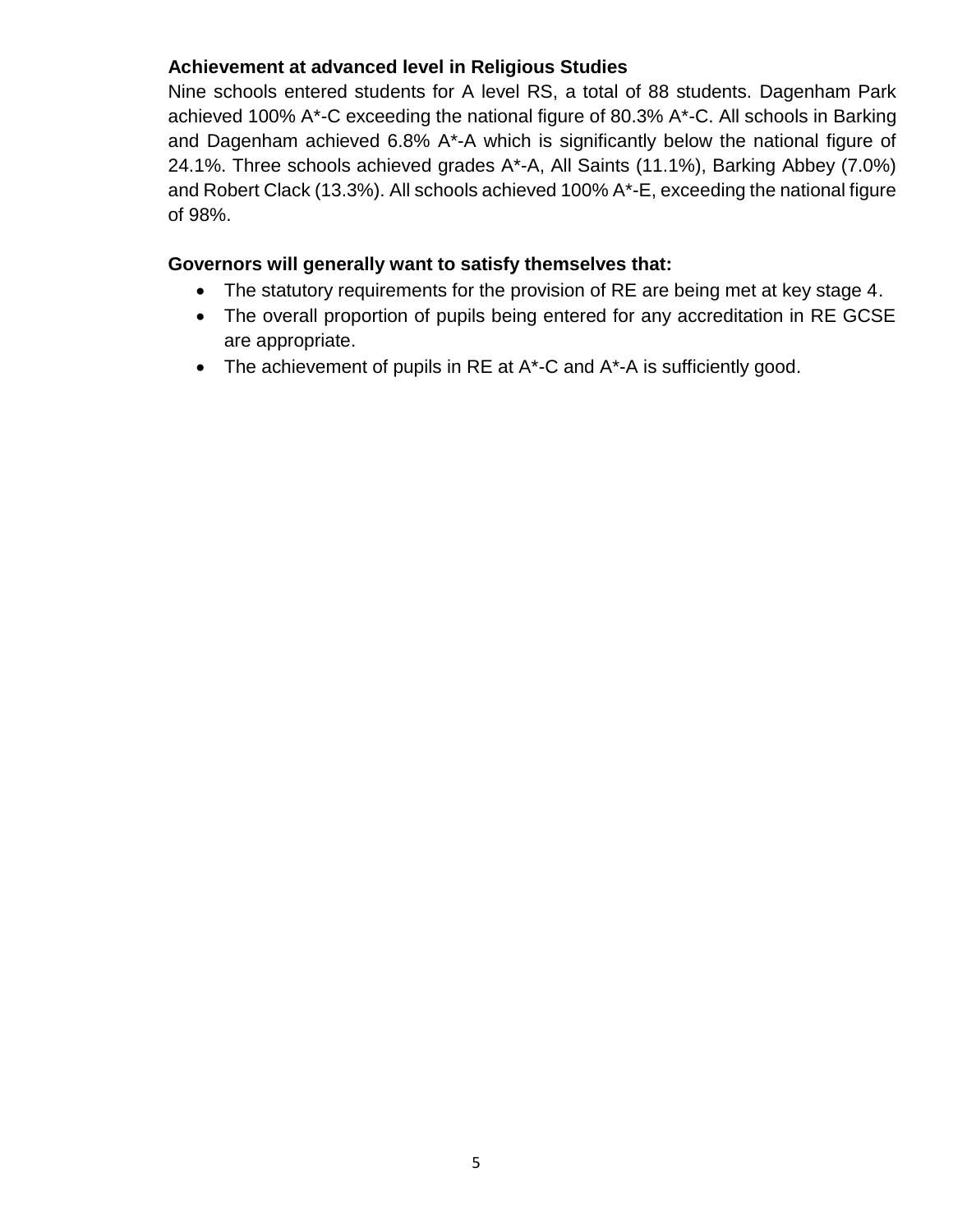**Achievement at advanced level in Religious Studies**

Nine schools entered students for A level RS, a total of 88 students. Dagenham Park achieved 100% A*-C exceeding the national figure of 80.3% A*-C. All schools in Barking and Dagenham achieved 6.8% A*-A which is significantly below the national figure of 24.1%. Three schools achieved grades A*-A, All Saints (11.1%), Barking Abbey (7.0%) and Robert Clack (13.3%). All schools achieved 100% A*-E, exceeding the national figure of 98%.

**Governors will generally want to satisfy themselves that:**

- The statutory requirements for the provision of RE are being met at key stage 4.
- The overall proportion of pupils being entered for any accreditation in RE GCSE are appropriate.
- The achievement of pupils in RE at A*-C and A*-A is sufficiently good.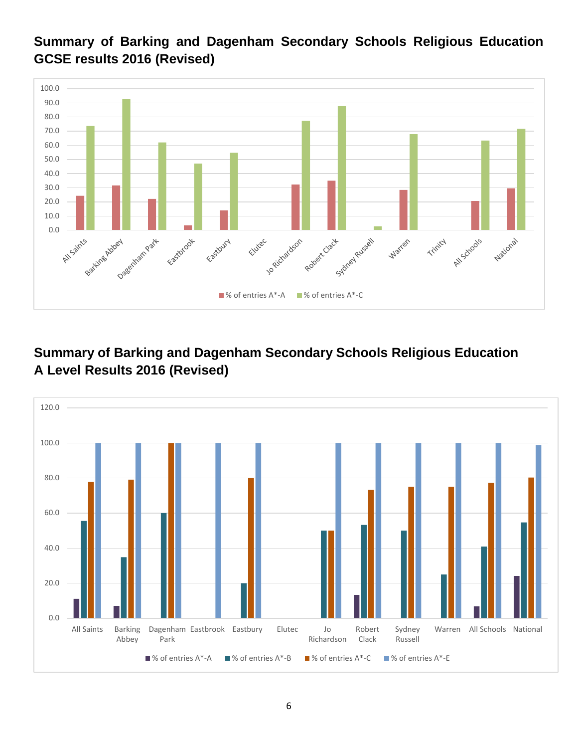## Summary of Barking and Dagenham Secondary Schools Religious Education GCSE results 2016 (Revised)

## Summary of Barking and Dagenham Secondary Schools Religious Education A Level Results 2016 (Revised)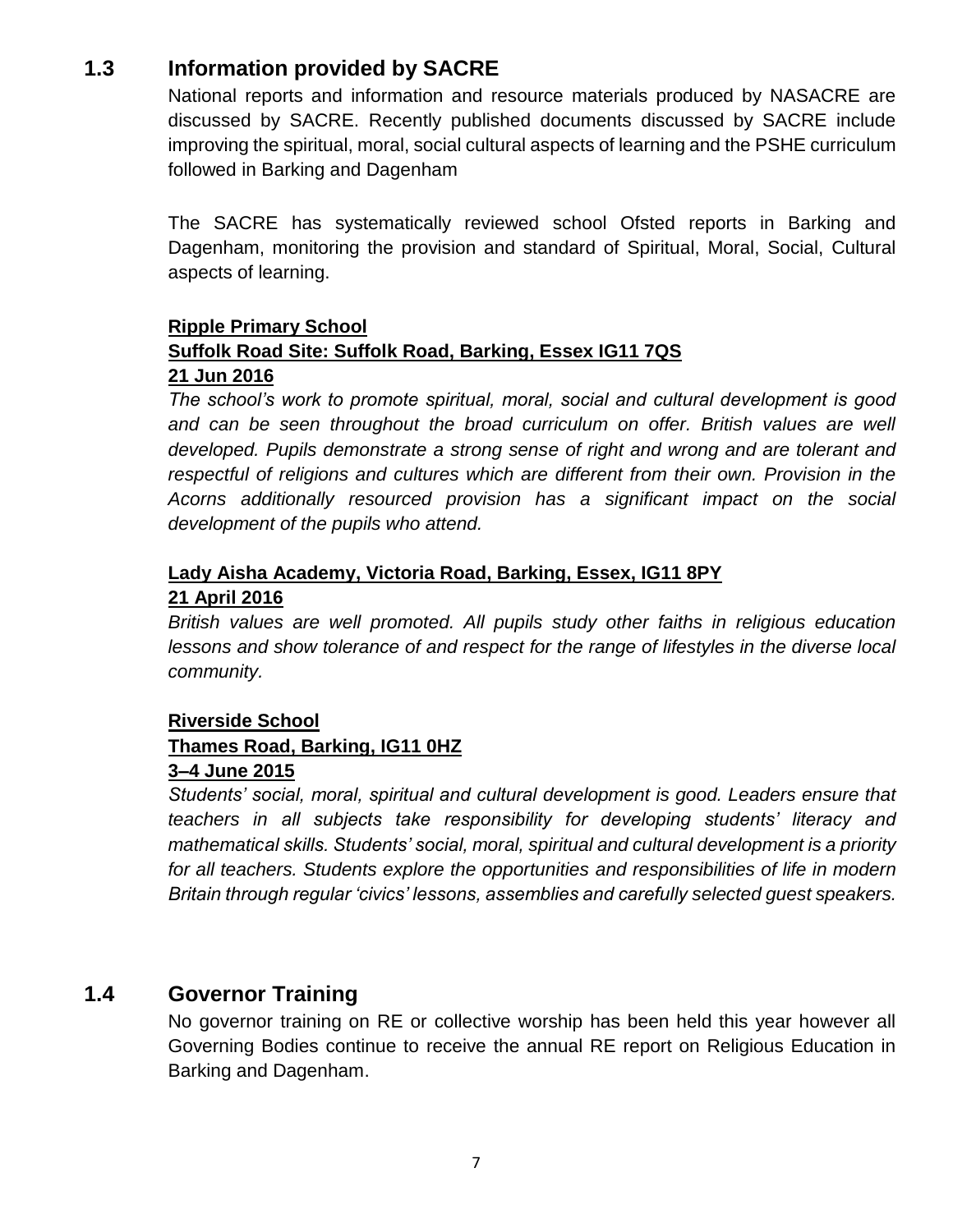## 1.3 Information provided by SACRE

National reports and information and resource materials produced by NASACRE are discussed by SACRE. Recently published documents discussed by SACRE include improving the spiritual, moral, social cultural aspects of learning and the PSHE curriculum followed in Barking and Dagenham

The SACRE has systematically reviewed school Ofsted reports in Barking and Dagenham, monitoring the provision and standard of Spiritual, Moral, Social, Cultural aspects of learning.

**Ripple Primary School**
**Suffolk Road Site: Suffolk Road, Barking, Essex IG11 7QS**
**21 Jun 2016**

*The school's work to promote spiritual, moral, social and cultural development is good and can be seen throughout the broad curriculum on offer. British values are well developed. Pupils demonstrate a strong sense of right and wrong and are tolerant and respectful of religions and cultures which are different from their own. Provision in the Acorns additionally resourced provision has a significant impact on the social development of the pupils who attend.*

**Lady Aisha Academy, Victoria Road, Barking, Essex, IG11 8PY**
**21 April 2016**

*British values are well promoted. All pupils study other faiths in religious education lessons and show tolerance of and respect for the range of lifestyles in the diverse local community.*

**Riverside School**
**Thames Road, Barking, IG11 0HZ**
**3–4 June 2015**

*Students' social, moral, spiritual and cultural development is good. Leaders ensure that teachers in all subjects take responsibility for developing students' literacy and mathematical skills. Students' social, moral, spiritual and cultural development is a priority for all teachers. Students explore the opportunities and responsibilities of life in modern Britain through regular 'civics' lessons, assemblies and carefully selected guest speakers.*

## 1.4 Governor Training

No governor training on RE or collective worship has been held this year however all Governing Bodies continue to receive the annual RE report on Religious Education in Barking and Dagenham.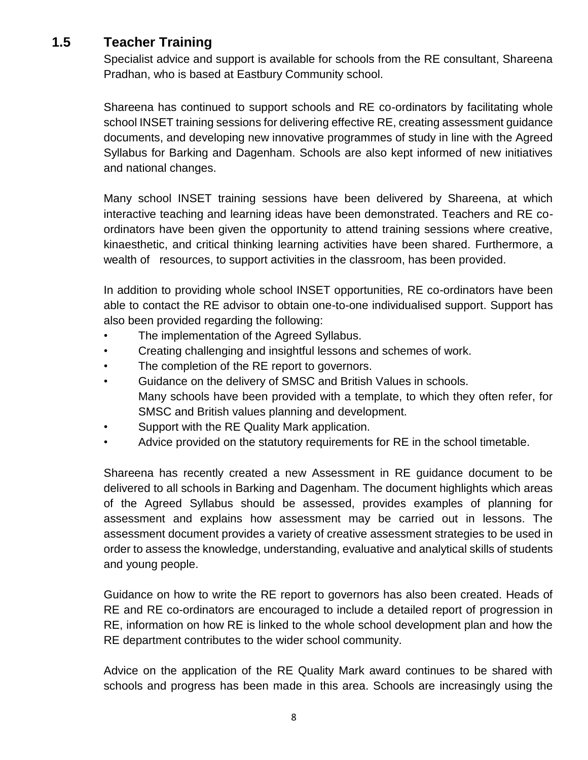## 1.5 Teacher Training

Specialist advice and support is available for schools from the RE consultant, Shareena Pradhan, who is based at Eastbury Community school.

Shareena has continued to support schools and RE co-ordinators by facilitating whole school INSET training sessions for delivering effective RE, creating assessment guidance documents, and developing new innovative programmes of study in line with the Agreed Syllabus for Barking and Dagenham. Schools are also kept informed of new initiatives and national changes.

Many school INSET training sessions have been delivered by Shareena, at which interactive teaching and learning ideas have been demonstrated. Teachers and RE co-ordinators have been given the opportunity to attend training sessions where creative, kinaesthetic, and critical thinking learning activities have been shared. Furthermore, a wealth of resources, to support activities in the classroom, has been provided.

In addition to providing whole school INSET opportunities, RE co-ordinators have been able to contact the RE advisor to obtain one-to-one individualised support. Support has also been provided regarding the following:

- The implementation of the Agreed Syllabus.
- Creating challenging and insightful lessons and schemes of work.
- The completion of the RE report to governors.
- Guidance on the delivery of SMSC and British Values in schools.
  Many schools have been provided with a template, to which they often refer, for SMSC and British values planning and development.
- Support with the RE Quality Mark application.
- Advice provided on the statutory requirements for RE in the school timetable.

Shareena has recently created a new Assessment in RE guidance document to be delivered to all schools in Barking and Dagenham. The document highlights which areas of the Agreed Syllabus should be assessed, provides examples of planning for assessment and explains how assessment may be carried out in lessons. The assessment document provides a variety of creative assessment strategies to be used in order to assess the knowledge, understanding, evaluative and analytical skills of students and young people.

Guidance on how to write the RE report to governors has also been created. Heads of RE and RE co-ordinators are encouraged to include a detailed report of progression in RE, information on how RE is linked to the whole school development plan and how the RE department contributes to the wider school community.

Advice on the application of the RE Quality Mark award continues to be shared with schools and progress has been made in this area. Schools are increasingly using the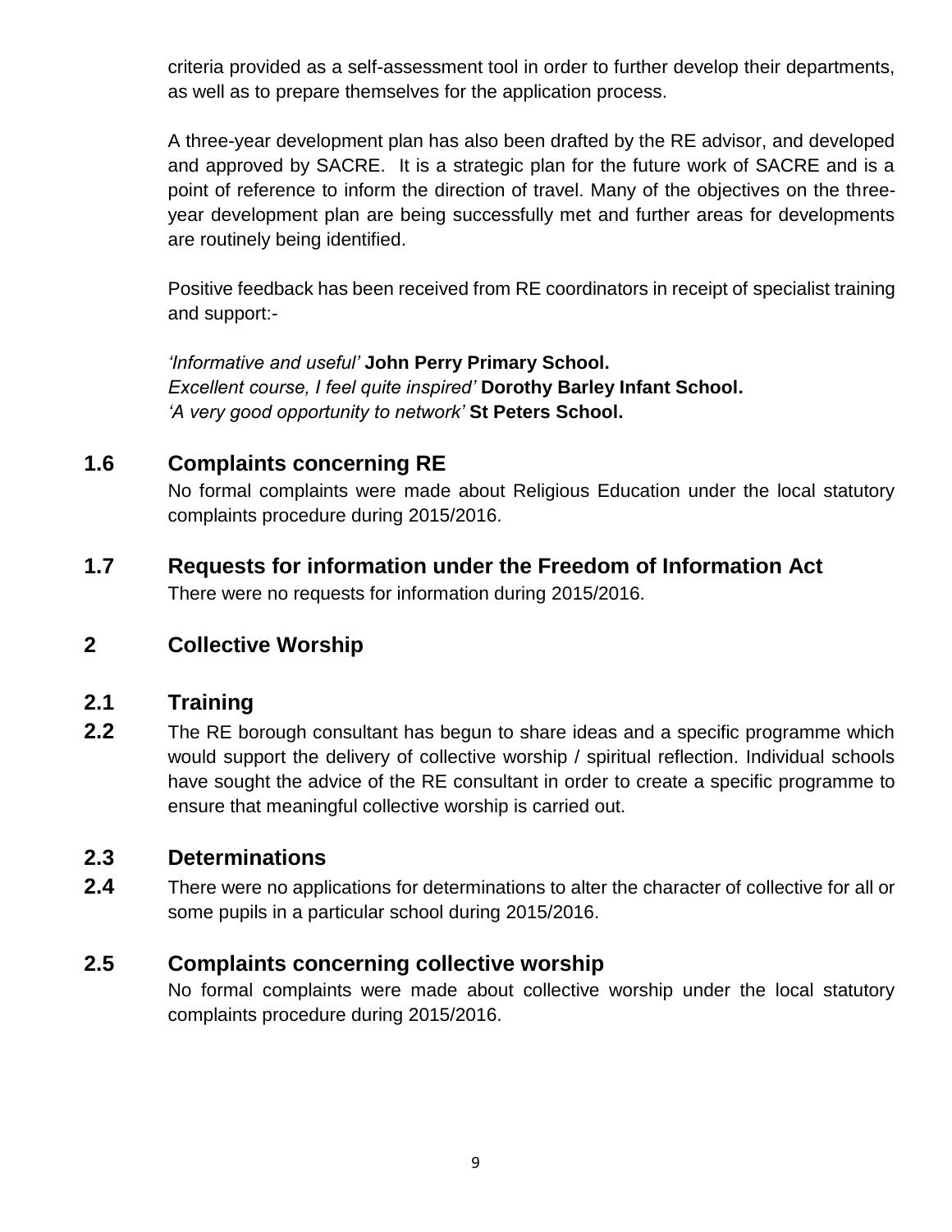criteria provided as a self-assessment tool in order to further develop their departments, as well as to prepare themselves for the application process.

A three-year development plan has also been drafted by the RE advisor, and developed and approved by SACRE. It is a strategic plan for the future work of SACRE and is a point of reference to inform the direction of travel. Many of the objectives on the three-year development plan are being successfully met and further areas for developments are routinely being identified.

Positive feedback has been received from RE coordinators in receipt of specialist training and support:-

*'Informative and useful'* **John Perry Primary School.**
*Excellent course, I feel quite inspired'* **Dorothy Barley Infant School.**
*'A very good opportunity to network'* **St Peters School.**

## 1.6 Complaints concerning RE

No formal complaints were made about Religious Education under the local statutory complaints procedure during 2015/2016.

## 1.7 Requests for information under the Freedom of Information Act

There were no requests for information during 2015/2016.

# 2 Collective Worship

## 2.1 Training

**2.2** The RE borough consultant has begun to share ideas and a specific programme which would support the delivery of collective worship / spiritual reflection. Individual schools have sought the advice of the RE consultant in order to create a specific programme to ensure that meaningful collective worship is carried out.

## 2.3 Determinations

**2.4** There were no applications for determinations to alter the character of collective for all or some pupils in a particular school during 2015/2016.

## 2.5 Complaints concerning collective worship

No formal complaints were made about collective worship under the local statutory complaints procedure during 2015/2016.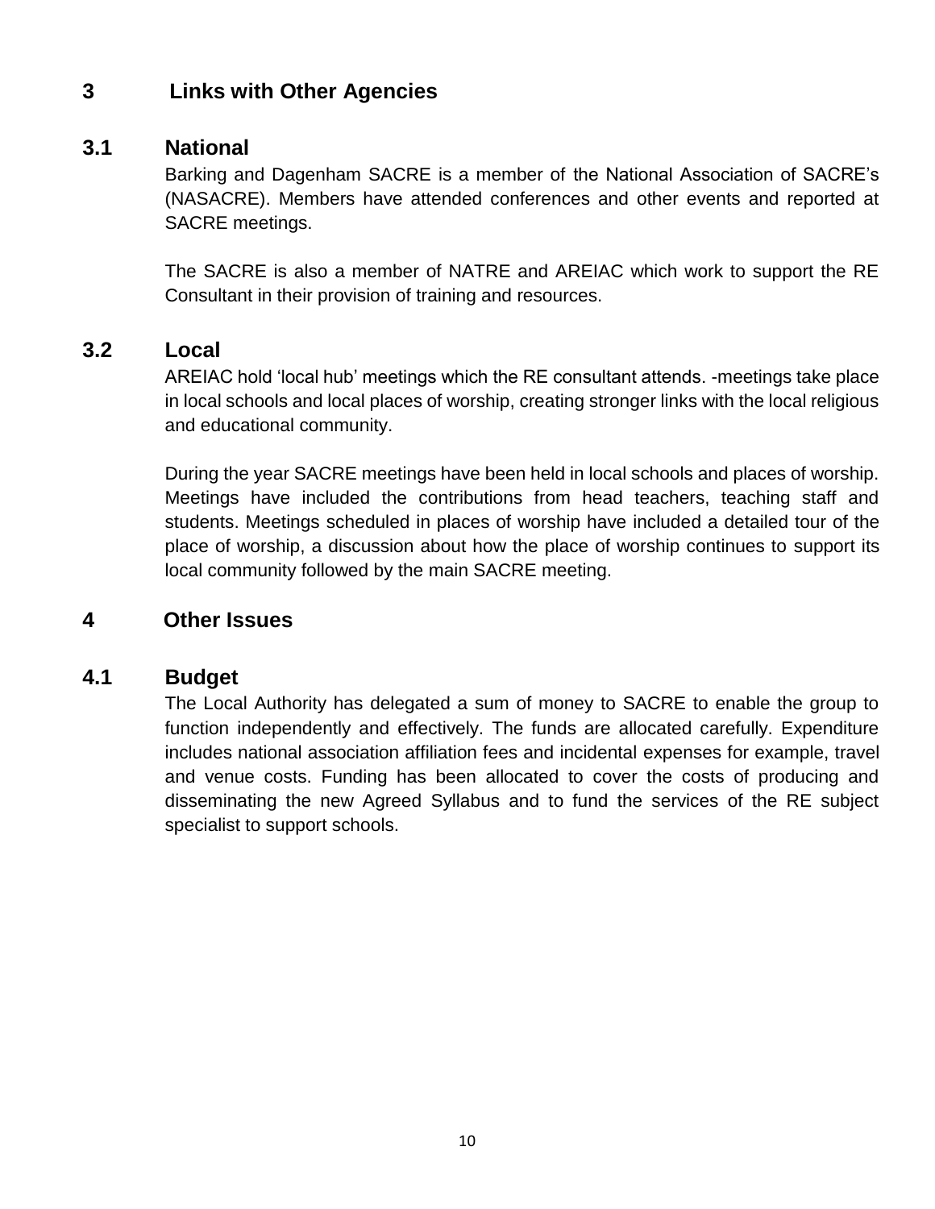## 3 Links with Other Agencies

### 3.1 National

Barking and Dagenham SACRE is a member of the National Association of SACRE's (NASACRE). Members have attended conferences and other events and reported at SACRE meetings.

The SACRE is also a member of NATRE and AREIAC which work to support the RE Consultant in their provision of training and resources.

### 3.2 Local

AREIAC hold 'local hub' meetings which the RE consultant attends. -meetings take place in local schools and local places of worship, creating stronger links with the local religious and educational community.

During the year SACRE meetings have been held in local schools and places of worship. Meetings have included the contributions from head teachers, teaching staff and students. Meetings scheduled in places of worship have included a detailed tour of the place of worship, a discussion about how the place of worship continues to support its local community followed by the main SACRE meeting.

## 4 Other Issues

### 4.1 Budget

The Local Authority has delegated a sum of money to SACRE to enable the group to function independently and effectively. The funds are allocated carefully. Expenditure includes national association affiliation fees and incidental expenses for example, travel and venue costs. Funding has been allocated to cover the costs of producing and disseminating the new Agreed Syllabus and to fund the services of the RE subject specialist to support schools.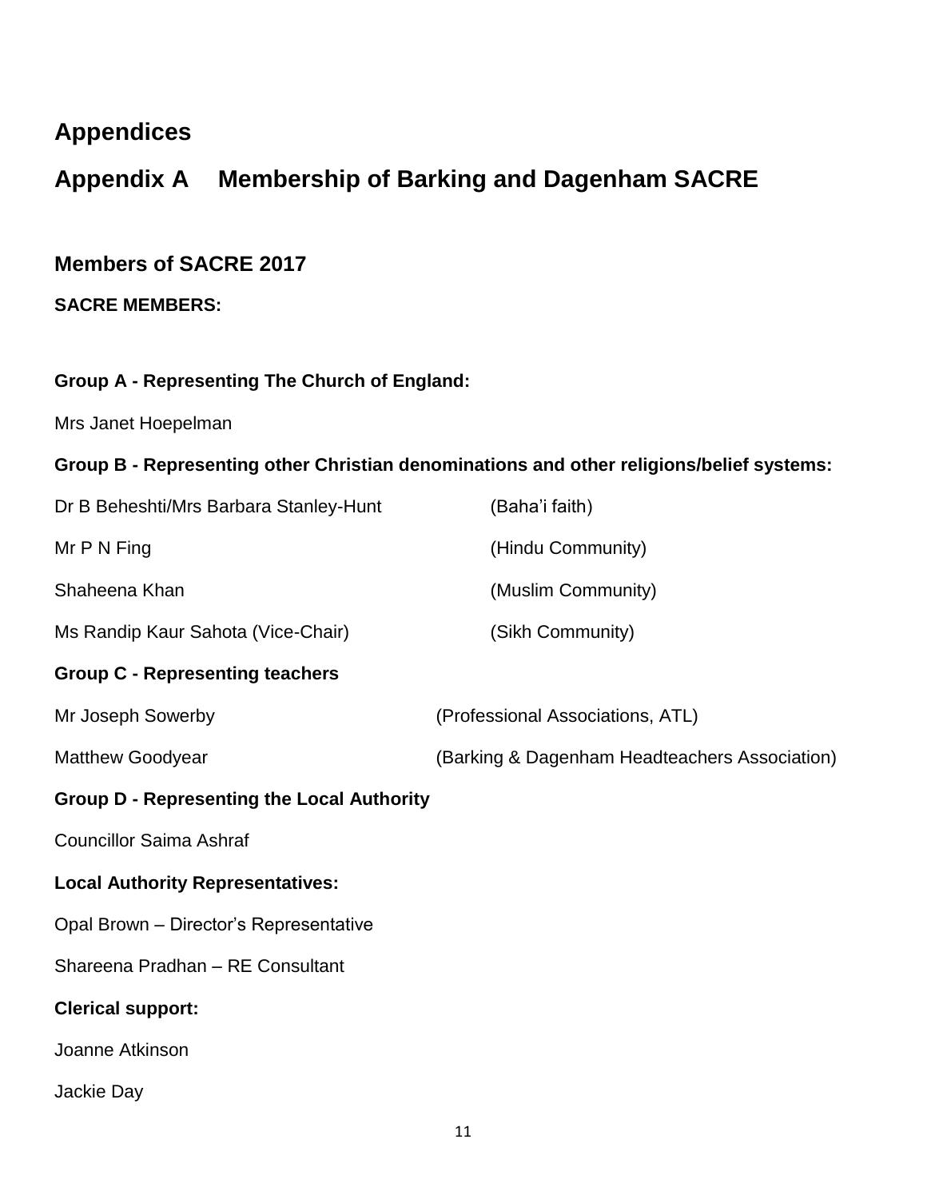# Appendices

## Appendix A Membership of Barking and Dagenham SACRE

### Members of SACRE 2017

**SACRE MEMBERS:**

**Group A - Representing The Church of England:**

Mrs Janet Hoepelman

**Group B - Representing other Christian denominations and other religions/belief systems:**

Dr B Beheshti/Mrs Barbara Stanley-Hunt (Baha'i faith)

Mr P N Fing (Hindu Community)

Shaheena Khan (Muslim Community)

Ms Randip Kaur Sahota (Vice-Chair) (Sikh Community)

**Group C - Representing teachers**

Mr Joseph Sowerby (Professional Associations, ATL)

Matthew Goodyear (Barking & Dagenham Headteachers Association)

**Group D - Representing the Local Authority**

Councillor Saima Ashraf

**Local Authority Representatives:**

Opal Brown – Director's Representative

Shareena Pradhan – RE Consultant

**Clerical support:**

Joanne Atkinson

Jackie Day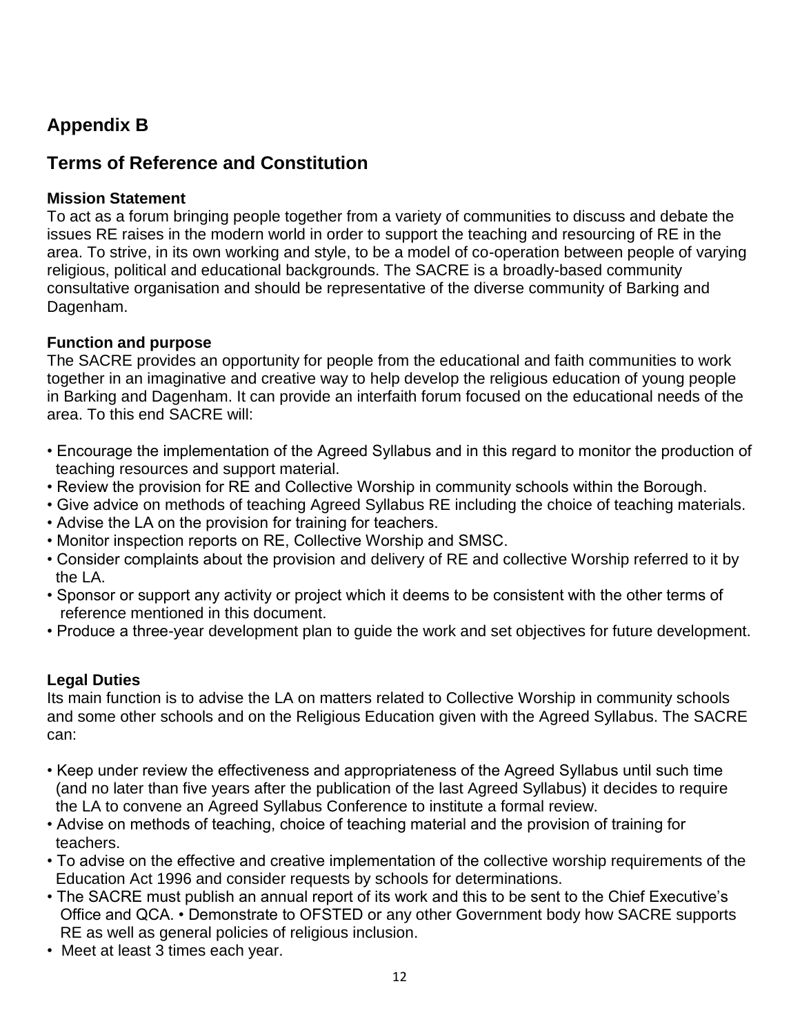## Appendix B

## Terms of Reference and Constitution

**Mission Statement**
To act as a forum bringing people together from a variety of communities to discuss and debate the issues RE raises in the modern world in order to support the teaching and resourcing of RE in the area. To strive, in its own working and style, to be a model of co-operation between people of varying religious, political and educational backgrounds. The SACRE is a broadly-based community consultative organisation and should be representative of the diverse community of Barking and Dagenham.

**Function and purpose**
The SACRE provides an opportunity for people from the educational and faith communities to work together in an imaginative and creative way to help develop the religious education of young people in Barking and Dagenham. It can provide an interfaith forum focused on the educational needs of the area. To this end SACRE will:

- Encourage the implementation of the Agreed Syllabus and in this regard to monitor the production of teaching resources and support material.
- Review the provision for RE and Collective Worship in community schools within the Borough.
- Give advice on methods of teaching Agreed Syllabus RE including the choice of teaching materials.
- Advise the LA on the provision for training for teachers.
- Monitor inspection reports on RE, Collective Worship and SMSC.
- Consider complaints about the provision and delivery of RE and collective Worship referred to it by the LA.
- Sponsor or support any activity or project which it deems to be consistent with the other terms of reference mentioned in this document.
- Produce a three-year development plan to guide the work and set objectives for future development.

**Legal Duties**
Its main function is to advise the LA on matters related to Collective Worship in community schools and some other schools and on the Religious Education given with the Agreed Syllabus. The SACRE can:

- Keep under review the effectiveness and appropriateness of the Agreed Syllabus until such time (and no later than five years after the publication of the last Agreed Syllabus) it decides to require the LA to convene an Agreed Syllabus Conference to institute a formal review.
- Advise on methods of teaching, choice of teaching material and the provision of training for teachers.
- To advise on the effective and creative implementation of the collective worship requirements of the Education Act 1996 and consider requests by schools for determinations.
- The SACRE must publish an annual report of its work and this to be sent to the Chief Executive's Office and QCA. • Demonstrate to OFSTED or any other Government body how SACRE supports RE as well as general policies of religious inclusion.
- Meet at least 3 times each year.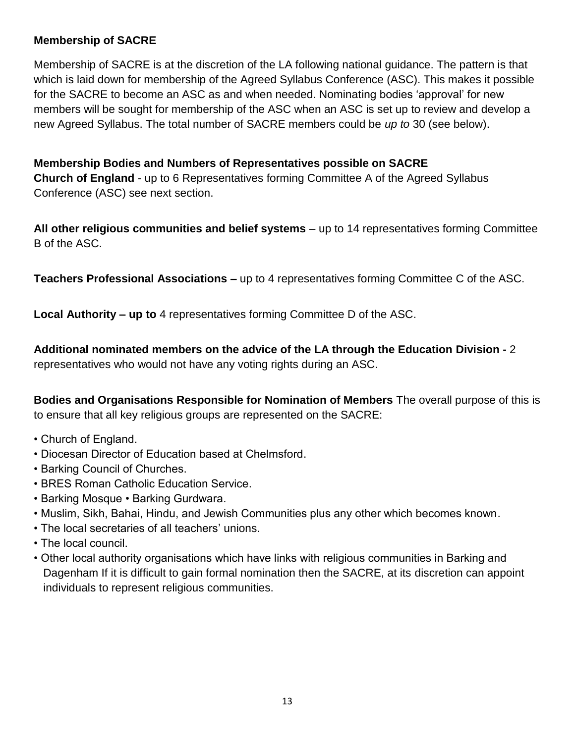**Membership of SACRE**

Membership of SACRE is at the discretion of the LA following national guidance. The pattern is that which is laid down for membership of the Agreed Syllabus Conference (ASC). This makes it possible for the SACRE to become an ASC as and when needed. Nominating bodies 'approval' for new members will be sought for membership of the ASC when an ASC is set up to review and develop a new Agreed Syllabus. The total number of SACRE members could be *up to* 30 (see below).

**Membership Bodies and Numbers of Representatives possible on SACRE**
**Church of England** - up to 6 Representatives forming Committee A of the Agreed Syllabus Conference (ASC) see next section.

**All other religious communities and belief systems** – up to 14 representatives forming Committee B of the ASC.

**Teachers Professional Associations –** up to 4 representatives forming Committee C of the ASC.

**Local Authority – up to** 4 representatives forming Committee D of the ASC.

**Additional nominated members on the advice of the LA through the Education Division -** 2 representatives who would not have any voting rights during an ASC.

**Bodies and Organisations Responsible for Nomination of Members** The overall purpose of this is to ensure that all key religious groups are represented on the SACRE:

- Church of England.
- Diocesan Director of Education based at Chelmsford.
- Barking Council of Churches.
- BRES Roman Catholic Education Service.
- Barking Mosque • Barking Gurdwara.
- Muslim, Sikh, Bahai, Hindu, and Jewish Communities plus any other which becomes known.
- The local secretaries of all teachers' unions.
- The local council.
- Other local authority organisations which have links with religious communities in Barking and Dagenham If it is difficult to gain formal nomination then the SACRE, at its discretion can appoint individuals to represent religious communities.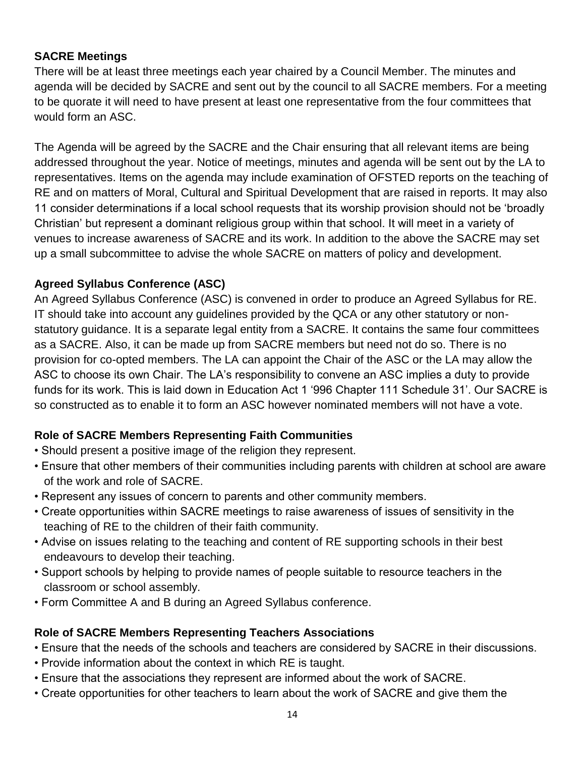**SACRE Meetings**

There will be at least three meetings each year chaired by a Council Member. The minutes and agenda will be decided by SACRE and sent out by the council to all SACRE members. For a meeting to be quorate it will need to have present at least one representative from the four committees that would form an ASC.

The Agenda will be agreed by the SACRE and the Chair ensuring that all relevant items are being addressed throughout the year. Notice of meetings, minutes and agenda will be sent out by the LA to representatives. Items on the agenda may include examination of OFSTED reports on the teaching of RE and on matters of Moral, Cultural and Spiritual Development that are raised in reports. It may also 11 consider determinations if a local school requests that its worship provision should not be 'broadly Christian' but represent a dominant religious group within that school. It will meet in a variety of venues to increase awareness of SACRE and its work. In addition to the above the SACRE may set up a small subcommittee to advise the whole SACRE on matters of policy and development.

**Agreed Syllabus Conference (ASC)**

An Agreed Syllabus Conference (ASC) is convened in order to produce an Agreed Syllabus for RE. IT should take into account any guidelines provided by the QCA or any other statutory or non-statutory guidance. It is a separate legal entity from a SACRE. It contains the same four committees as a SACRE. Also, it can be made up from SACRE members but need not do so. There is no provision for co-opted members. The LA can appoint the Chair of the ASC or the LA may allow the ASC to choose its own Chair. The LA's responsibility to convene an ASC implies a duty to provide funds for its work. This is laid down in Education Act 1 '996 Chapter 111 Schedule 31'. Our SACRE is so constructed as to enable it to form an ASC however nominated members will not have a vote.

**Role of SACRE Members Representing Faith Communities**

- Should present a positive image of the religion they represent.
- Ensure that other members of their communities including parents with children at school are aware of the work and role of SACRE.
- Represent any issues of concern to parents and other community members.
- Create opportunities within SACRE meetings to raise awareness of issues of sensitivity in the teaching of RE to the children of their faith community.
- Advise on issues relating to the teaching and content of RE supporting schools in their best endeavours to develop their teaching.
- Support schools by helping to provide names of people suitable to resource teachers in the classroom or school assembly.
- Form Committee A and B during an Agreed Syllabus conference.

**Role of SACRE Members Representing Teachers Associations**

- Ensure that the needs of the schools and teachers are considered by SACRE in their discussions.
- Provide information about the context in which RE is taught.
- Ensure that the associations they represent are informed about the work of SACRE.
- Create opportunities for other teachers to learn about the work of SACRE and give them the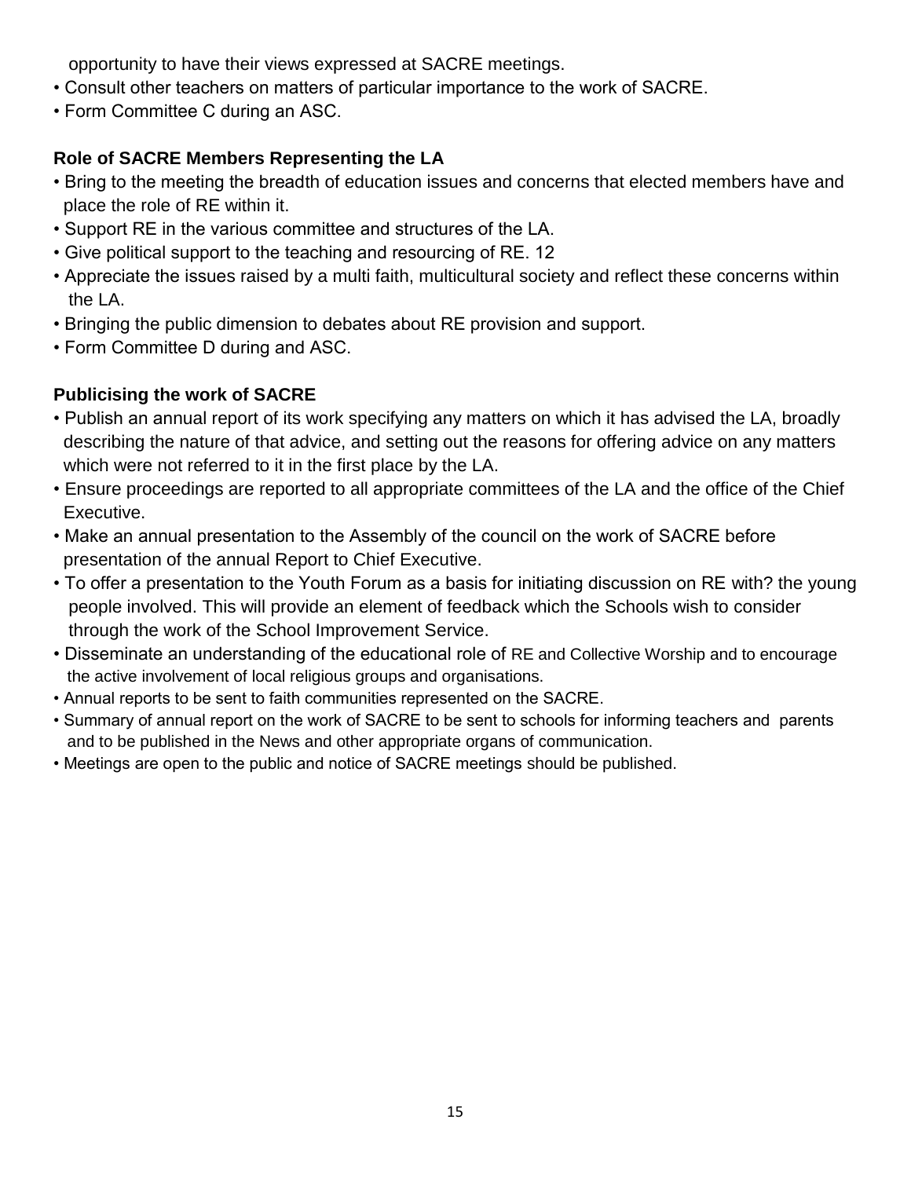opportunity to have their views expressed at SACRE meetings.

- Consult other teachers on matters of particular importance to the work of SACRE.
- Form Committee C during an ASC.

### Role of SACRE Members Representing the LA

- Bring to the meeting the breadth of education issues and concerns that elected members have and place the role of RE within it.
- Support RE in the various committee and structures of the LA.
- Give political support to the teaching and resourcing of RE. 12
- Appreciate the issues raised by a multi faith, multicultural society and reflect these concerns within the LA.
- Bringing the public dimension to debates about RE provision and support.
- Form Committee D during and ASC.

### Publicising the work of SACRE

- Publish an annual report of its work specifying any matters on which it has advised the LA, broadly describing the nature of that advice, and setting out the reasons for offering advice on any matters which were not referred to it in the first place by the LA.
- Ensure proceedings are reported to all appropriate committees of the LA and the office of the Chief Executive.
- Make an annual presentation to the Assembly of the council on the work of SACRE before presentation of the annual Report to Chief Executive.
- To offer a presentation to the Youth Forum as a basis for initiating discussion on RE with? the young people involved. This will provide an element of feedback which the Schools wish to consider through the work of the School Improvement Service.
- Disseminate an understanding of the educational role of RE and Collective Worship and to encourage the active involvement of local religious groups and organisations.
- Annual reports to be sent to faith communities represented on the SACRE.
- Summary of annual report on the work of SACRE to be sent to schools for informing teachers and parents and to be published in the News and other appropriate organs of communication.
- Meetings are open to the public and notice of SACRE meetings should be published.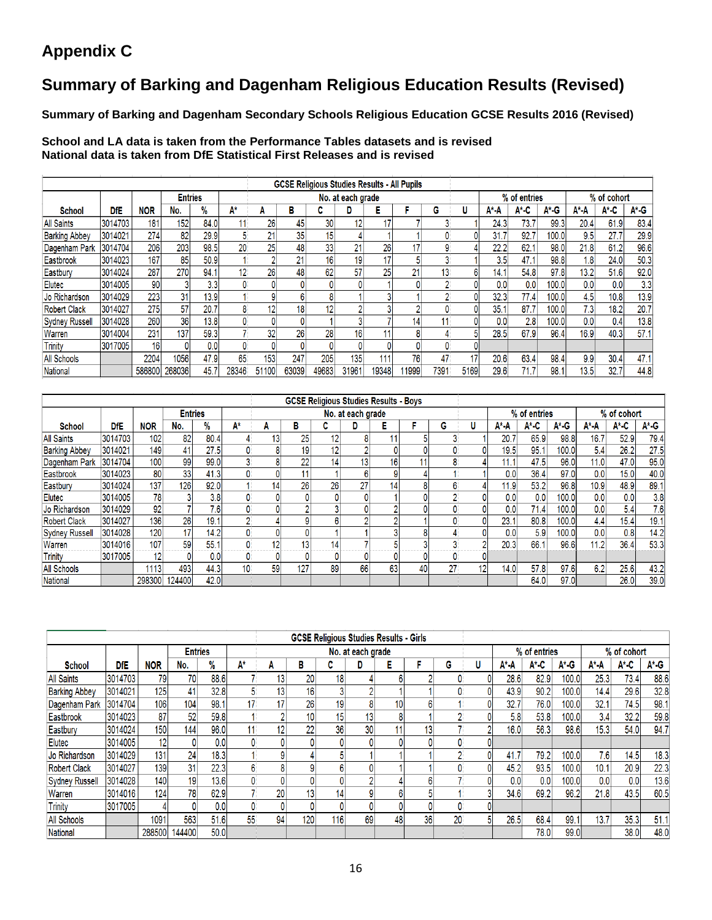# Appendix C

# Summary of Barking and Dagenham Religious Education Results (Revised)

**Summary of Barking and Dagenham Secondary Schools Religious Education GCSE Results 2016 (Revised)**

**School and LA data is taken from the Performance Tables datasets and is revised**
**National data is taken from DfE Statistical First Releases and is revised**

| GCSE Religious Studies Results - All Pupils | | | | | | | | | | | | | | | | | | | | |
|---|---|---|---|---|---|---|---|---|---|---|---|---|---|---|---|---|---|---|---|---|
| | | | Entries | | No. at each grade | | | | | | | | | | % of entries | | | % of cohort | | |
| School | DfE | NOR | No. | % | A* | A | B | C | D | E | F | G | U | A*-A | A*-C | A*-G | A*-A | A*-C | A*-G |
| All Saints | 3014703 | 181 | 152 | 84.0 | 11 | 26 | 45 | 30 | 12 | 17 | 7 | 3 | 1 | 24.3 | 73.7 | 99.3 | 20.4 | 61.9 | 83.4 |
| Barking Abbey | 3014021 | 274 | 82 | 29.9 | 5 | 21 | 35 | 15 | 4 | 1 | 1 | 0 | 0 | 31.7 | 92.7 | 100.0 | 9.5 | 27.7 | 29.9 |
| Dagenham Park | 3014704 | 206 | 203 | 98.5 | 20 | 25 | 48 | 33 | 21 | 26 | 17 | 9 | 4 | 22.2 | 62.1 | 98.0 | 21.8 | 61.2 | 96.6 |
| Eastbrook | 3014023 | 167 | 85 | 50.9 | 1 | 2 | 21 | 16 | 19 | 17 | 5 | 3 | 1 | 3.5 | 47.1 | 98.8 | 1.8 | 24.0 | 50.3 |
| Eastbury | 3014024 | 287 | 270 | 94.1 | 12 | 26 | 48 | 62 | 57 | 25 | 21 | 13 | 6 | 14.1 | 54.8 | 97.8 | 13.2 | 51.6 | 92.0 |
| Elutec | 3014005 | 90 | 3 | 3.3 | 0 | 0 | 0 | 0 | 0 | 1 | 0 | 2 | 0 | 0.0 | 0.0 | 100.0 | 0.0 | 0.0 | 3.3 |
| Jo Richardson | 3014029 | 223 | 31 | 13.9 | 1 | 9 | 6 | 8 | 1 | 3 | 1 | 2 | 0 | 32.3 | 77.4 | 100.0 | 4.5 | 10.8 | 13.9 |
| Robert Clack | 3014027 | 275 | 57 | 20.7 | 8 | 12 | 18 | 12 | 2 | 3 | 2 | 0 | 0 | 35.1 | 87.7 | 100.0 | 7.3 | 18.2 | 20.7 |
| Sydney Russell | 3014028 | 260 | 36 | 13.8 | 0 | 0 | 0 | 1 | 3 | 7 | 14 | 11 | 0 | 0.0 | 2.8 | 100.0 | 0.0 | 0.4 | 13.8 |
| Warren | 3014004 | 231 | 137 | 59.3 | 7 | 32 | 26 | 28 | 16 | 11 | 8 | 4 | 5 | 28.5 | 67.9 | 96.4 | 16.9 | 40.3 | 57.1 |
| Trinity | 3017005 | 16 | 0 | 0.0 | 0 | 0 | 0 | 0 | 0 | 0 | 0 | 0 | 0 | | | | | | |
| All Schools | | 2204 | 1056 | 47.9 | 65 | 153 | 247 | 205 | 135 | 111 | 76 | 47 | 17 | 20.6 | 63.4 | 98.4 | 9.9 | 30.4 | 47.1 |
| National | | 586800 | 268036 | 45.7 | 28346 | 51100 | 63039 | 49683 | 31961 | 19348 | 11999 | 7391 | 5169 | 29.6 | 71.7 | 98.1 | 13.5 | 32.7 | 44.8 |

| GCSE Religious Studies Results - Boys | | | | | | | | | | | | | | | | | | | | |
|---|---|---|---|---|---|---|---|---|---|---|---|---|---|---|---|---|---|---|---|---|
| | | | Entries | | No. at each grade | | | | | | | | | | % of entries | | | % of cohort | | |
| School | DfE | NOR | No. | % | A* | A | B | C | D | E | F | G | U | A*-A | A*-C | A*-G | A*-A | A*-C | A*-G |
| All Saints | 3014703 | 102 | 82 | 80.4 | 4 | 13 | 25 | 12 | 8 | 11 | 5 | 3 | 1 | 20.7 | 65.9 | 98.8 | 16.7 | 52.9 | 79.4 |
| Barking Abbey | 3014021 | 149 | 41 | 27.5 | 0 | 8 | 19 | 12 | 2 | 0 | 0 | 0 | 0 | 19.5 | 95.1 | 100.0 | 5.4 | 26.2 | 27.5 |
| Dagenham Park | 3014704 | 100 | 99 | 99.0 | 3 | 8 | 22 | 14 | 13 | 16 | 11 | 8 | 4 | 11.1 | 47.5 | 96.0 | 11.0 | 47.0 | 95.0 |
| Eastbrook | 3014023 | 80 | 33 | 41.3 | 0 | 0 | 11 | 1 | 6 | 9 | 4 | 1 | 1 | 0.0 | 36.4 | 97.0 | 0.0 | 15.0 | 40.0 |
| Eastbury | 3014024 | 137 | 126 | 92.0 | 1 | 14 | 26 | 26 | 27 | 14 | 8 | 6 | 4 | 11.9 | 53.2 | 96.8 | 10.9 | 48.9 | 89.1 |
| Elutec | 3014005 | 78 | 3 | 3.8 | 0 | 0 | 0 | 0 | 0 | 1 | 0 | 2 | 0 | 0.0 | 0.0 | 100.0 | 0.0 | 0.0 | 3.8 |
| Jo Richardson | 3014029 | 92 | 7 | 7.6 | 0 | 0 | 2 | 3 | 0 | 2 | 0 | 0 | 0 | 0.0 | 71.4 | 100.0 | 0.0 | 5.4 | 7.6 |
| Robert Clack | 3014027 | 136 | 26 | 19.1 | 2 | 4 | 9 | 6 | 2 | 2 | 1 | 0 | 0 | 23.1 | 80.8 | 100.0 | 4.4 | 15.4 | 19.1 |
| Sydney Russell | 3014028 | 120 | 17 | 14.2 | 0 | 0 | 0 | 1 | 1 | 3 | 8 | 4 | 0 | 0.0 | 5.9 | 100.0 | 0.0 | 0.8 | 14.2 |
| Warren | 3014016 | 107 | 59 | 55.1 | 0 | 12 | 13 | 14 | 7 | 5 | 3 | 3 | 2 | 20.3 | 66.1 | 96.6 | 11.2 | 36.4 | 53.3 |
| Trinity | 3017005 | 12 | 0 | 0.0 | 0 | 0 | 0 | 0 | 0 | 0 | 0 | 0 | 0 | | | | | | |
| All Schools | | 1113 | 493 | 44.3 | 10 | 59 | 127 | 89 | 66 | 63 | 40 | 27 | 12 | 14.0 | 57.8 | 97.6 | 6.2 | 25.6 | 43.2 |
| National | | 298300 | 124400 | 42.0 | | | | | | | | | | | 64.0 | 97.0 | | 26.0 | 39.0 |

| GCSE Religious Studies Results - Girls | | | | | | | | | | | | | | | | | | | | |
|---|---|---|---|---|---|---|---|---|---|---|---|---|---|---|---|---|---|---|---|---|
| | | | Entries | | No. at each grade | | | | | | | | | | % of entries | | | % of cohort | | |
| School | DfE | NOR | No. | % | A* | A | B | C | D | E | F | G | U | A*-A | A*-C | A*-G | A*-A | A*-C | A*-G |
| All Saints | 3014703 | 79 | 70 | 88.6 | 7 | 13 | 20 | 18 | 4 | 6 | 2 | 0 | 0 | 28.6 | 82.9 | 100.0 | 25.3 | 73.4 | 88.6 |
| Barking Abbey | 3014021 | 125 | 41 | 32.8 | 5 | 13 | 16 | 3 | 2 | 1 | 1 | 0 | 0 | 43.9 | 90.2 | 100.0 | 14.4 | 29.6 | 32.8 |
| Dagenham Park | 3014704 | 106 | 104 | 98.1 | 17 | 17 | 26 | 19 | 8 | 10 | 6 | 1 | 0 | 32.7 | 76.0 | 100.0 | 32.1 | 74.5 | 98.1 |
| Eastbrook | 3014023 | 87 | 52 | 59.8 | 1 | 2 | 10 | 15 | 13 | 8 | 1 | 2 | 0 | 5.8 | 53.8 | 100.0 | 3.4 | 32.2 | 59.8 |
| Eastbury | 3014024 | 150 | 144 | 96.0 | 11 | 12 | 22 | 36 | 30 | 11 | 13 | 7 | 2 | 16.0 | 56.3 | 98.6 | 15.3 | 54.0 | 94.7 |
| Elutec | 3014005 | 12 | 0 | 0.0 | 0 | 0 | 0 | 0 | 0 | 0 | 0 | 0 | 0 | | | | | | |
| Jo Richardson | 3014029 | 131 | 24 | 18.3 | 1 | 9 | 4 | 5 | 1 | 1 | 1 | 2 | 0 | 41.7 | 79.2 | 100.0 | 7.6 | 14.5 | 18.3 |
| Robert Clack | 3014027 | 139 | 31 | 22.3 | 6 | 8 | 9 | 6 | 0 | 1 | 1 | 0 | 0 | 45.2 | 93.5 | 100.0 | 10.1 | 20.9 | 22.3 |
| Sydney Russell | 3014028 | 140 | 19 | 13.6 | 0 | 0 | 0 | 0 | 2 | 4 | 6 | 7 | 0 | 0.0 | 0.0 | 100.0 | 0.0 | 0.0 | 13.6 |
| Warren | 3014016 | 124 | 78 | 62.9 | 7 | 20 | 13 | 14 | 9 | 6 | 5 | 1 | 3 | 34.6 | 69.2 | 96.2 | 21.8 | 43.5 | 60.5 |
| Trinity | 3017005 | 4 | 0 | 0.0 | 0 | 0 | 0 | 0 | 0 | 0 | 0 | 0 | 0 | | | | | | |
| All Schools | | 1091 | 563 | 51.6 | 55 | 94 | 120 | 116 | 69 | 48 | 36 | 20 | 5 | 26.5 | 68.4 | 99.1 | 13.7 | 35.3 | 51.1 |
| National | | 288500 | 144400 | 50.0 | | | | | | | | | | | 78.0 | 99.0 | | 38.0 | 48.0 |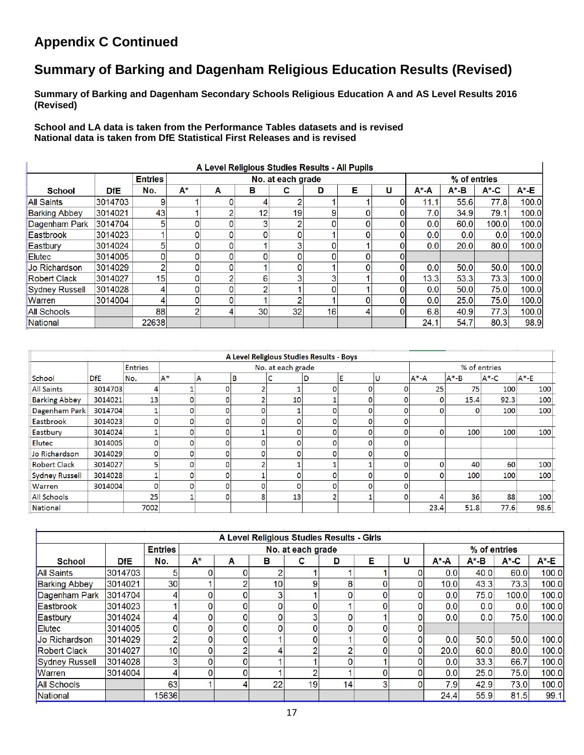# Appendix C Continued

# Summary of Barking and Dagenham Religious Education Results (Revised)

**Summary of Barking and Dagenham Secondary Schools Religious Education A and AS Level Results 2016 (Revised)**

**School and LA data is taken from the Performance Tables datasets and is revised**
**National data is taken from DfE Statistical First Releases and is revised**

| A Level Religious Studies Results - All Pupils | | | | | | | | | | | | | | |
|---|---|---|---|---|---|---|---|---|---|---|---|---|---|---|
| | | Entries | No. at each grade | | | | | | | | % of entries | | | |
| School | DfE | No. | A* | A | B | C | D | E | U | A*-A | A*-B | A*-C | A*-E |
| All Saints | 3014703 | 9 | 1 | 0 | 4 | 2 | 1 | 1 | 0 | 11.1 | 55.6 | 77.8 | 100.0 |
| Barking Abbey | 3014021 | 43 | 1 | 2 | 12 | 19 | 9 | 0 | 0 | 7.0 | 34.9 | 79.1 | 100.0 |
| Dagenham Park | 3014704 | 5 | 0 | 0 | 3 | 2 | 0 | 0 | 0 | 0.0 | 60.0 | 100.0 | 100.0 |
| Eastbrook | 3014023 | 1 | 0 | 0 | 0 | 0 | 1 | 0 | 0 | 0.0 | 0.0 | 0.0 | 100.0 |
| Eastbury | 3014024 | 5 | 0 | 0 | 1 | 3 | 0 | 1 | 0 | 0.0 | 20.0 | 80.0 | 100.0 |
| Elutec | 3014005 | 0 | 0 | 0 | 0 | 0 | 0 | 0 | 0 | | | | |
| Jo Richardson | 3014029 | 2 | 0 | 0 | 1 | 0 | 1 | 0 | 0 | 0.0 | 50.0 | 50.0 | 100.0 |
| Robert Clack | 3014027 | 15 | 0 | 2 | 6 | 3 | 3 | 1 | 0 | 13.3 | 53.3 | 73.3 | 100.0 |
| Sydney Russell | 3014028 | 4 | 0 | 0 | 2 | 1 | 0 | 1 | 0 | 0.0 | 50.0 | 75.0 | 100.0 |
| Warren | 3014004 | 4 | 0 | 0 | 1 | 2 | 1 | 0 | 0 | 0.0 | 25.0 | 75.0 | 100.0 |
| All Schools | | 88 | 2 | 4 | 30 | 32 | 16 | 4 | 0 | 6.8 | 40.9 | 77.3 | 100.0 |
| National | | 22638 | | | | | | | | 24.1 | 54.7 | 80.3 | 98.9 |

| A Level Religious Studies Results - Boys | | | | | | | | | | | | | |
|---|---|---|---|---|---|---|---|---|---|---|---|---|---|
| | | Entries | No. at each grade | | | | | | | % of entries | | | |
| School | DfE | No. | A* | A | B | C | D | E | U | A*-A | A*-B | A*-C | A*-E |
| All Saints | 3014703 | 4 | 1 | 0 | 2 | 1 | 0 | 0 | 0 | 25 | 75 | 100 | 100 |
| Barking Abbey | 3014021 | 13 | 0 | 0 | 2 | 10 | 1 | 0 | 0 | 0 | 15.4 | 92.3 | 100 |
| Dagenham Park | 3014704 | 1 | 0 | 0 | 0 | 1 | 0 | 0 | 0 | 0 | 0 | 100 | 100 |
| Eastbrook | 3014023 | 0 | 0 | 0 | 0 | 0 | 0 | 0 | 0 | | | | |
| Eastbury | 3014024 | 1 | 0 | 0 | 1 | 0 | 0 | 0 | 0 | 0 | 100 | 100 | 100 |
| Elutec | 3014005 | 0 | 0 | 0 | 0 | 0 | 0 | 0 | 0 | | | | |
| Jo Richardson | 3014029 | 0 | 0 | 0 | 0 | 0 | 0 | 0 | 0 | | | | |
| Robert Clack | 3014027 | 5 | 0 | 0 | 2 | 1 | 1 | 1 | 0 | 0 | 40 | 60 | 100 |
| Sydney Russell | 3014028 | 1 | 0 | 0 | 1 | 0 | 0 | 0 | 0 | 0 | 100 | 100 | 100 |
| Warren | 3014004 | 0 | 0 | 0 | 0 | 0 | 0 | 0 | 0 | | | | |
| All Schools | | 25 | 1 | 0 | 8 | 13 | 2 | 1 | 0 | 4 | 36 | 88 | 100 |
| National | | 7002 | | | | | | | | 23.4 | 51.8 | 77.6 | 98.6 |

| A Level Religious Studies Results - Girls | | | | | | | | | | | | | |
|---|---|---|---|---|---|---|---|---|---|---|---|---|---|
| | | Entries | No. at each grade | | | | | | | % of entries | | | |
| School | DfE | No. | A* | A | B | C | D | E | U | A*-A | A*-B | A*-C | A*-E |
| All Saints | 3014703 | 5 | 0 | 0 | 2 | 1 | 1 | 1 | 0 | 0.0 | 40.0 | 60.0 | 100.0 |
| Barking Abbey | 3014021 | 30 | 1 | 2 | 10 | 9 | 8 | 0 | 0 | 10.0 | 43.3 | 73.3 | 100.0 |
| Dagenham Park | 3014704 | 4 | 0 | 0 | 3 | 1 | 0 | 0 | 0 | 0.0 | 75.0 | 100.0 | 100.0 |
| Eastbrook | 3014023 | 1 | 0 | 0 | 0 | 0 | 1 | 0 | 0 | 0.0 | 0.0 | 0.0 | 100.0 |
| Eastbury | 3014024 | 4 | 0 | 0 | 0 | 3 | 0 | 1 | 0 | 0.0 | 0.0 | 75.0 | 100.0 |
| Elutec | 3014005 | 0 | 0 | 0 | 0 | 0 | 0 | 0 | 0 | | | | |
| Jo Richardson | 3014029 | 2 | 0 | 0 | 1 | 0 | 1 | 0 | 0 | 0.0 | 50.0 | 50.0 | 100.0 |
| Robert Clack | 3014027 | 10 | 0 | 2 | 4 | 2 | 2 | 0 | 0 | 20.0 | 60.0 | 80.0 | 100.0 |
| Sydney Russell | 3014028 | 3 | 0 | 0 | 1 | 1 | 0 | 1 | 0 | 0.0 | 33.3 | 66.7 | 100.0 |
| Warren | 3014004 | 4 | 0 | 0 | 1 | 2 | 1 | 0 | 0 | 0.0 | 25.0 | 75.0 | 100.0 |
| All Schools | | 63 | 1 | 4 | 22 | 19 | 14 | 3 | 0 | 7.9 | 42.9 | 73.0 | 100.0 |
| National | | 15636 | | | | | | | | 24.4 | 55.9 | 81.5 | 99.1 |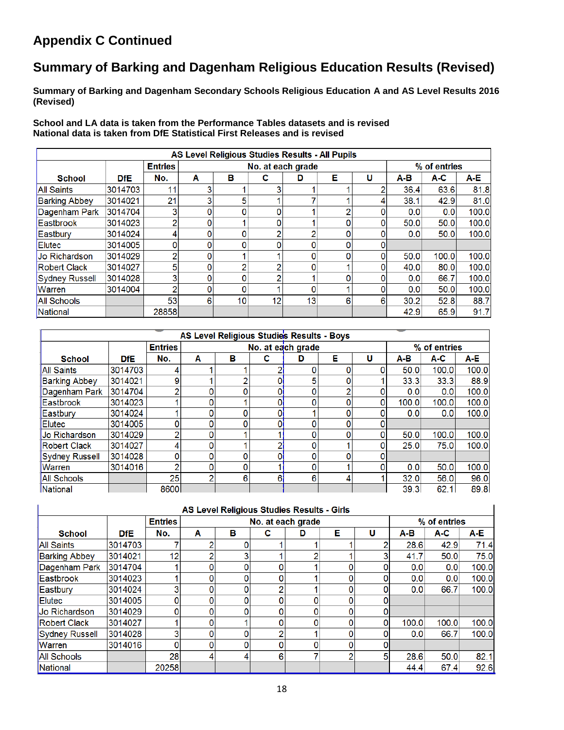# Appendix C Continued

## Summary of Barking and Dagenham Religious Education Results (Revised)

**Summary of Barking and Dagenham Secondary Schools Religious Education A and AS Level Results 2016 (Revised)**

**School and LA data is taken from the Performance Tables datasets and is revised**
**National data is taken from DfE Statistical First Releases and is revised**

| AS Level Religious Studies Results - All Pupils | | | | | | | | | | | |
|---|---|---|---|---|---|---|---|---|---|---|---|
| | | Entries | No. at each grade | | | | | | % of entries | | |
| School | DfE | No. | A | B | C | D | E | U | A-B | A-C | A-E |
| All Saints | 3014703 | 11 | 3 | 1 | 3 | 1 | 1 | 2 | 36.4 | 63.6 | 81.8 |
| Barking Abbey | 3014021 | 21 | 3 | 5 | 1 | 7 | 1 | 4 | 38.1 | 42.9 | 81.0 |
| Dagenham Park | 3014704 | 3 | 0 | 0 | 0 | 1 | 2 | 0 | 0.0 | 0.0 | 100.0 |
| Eastbrook | 3014023 | 2 | 0 | 1 | 0 | 1 | 0 | 0 | 50.0 | 50.0 | 100.0 |
| Eastbury | 3014024 | 4 | 0 | 0 | 2 | 2 | 0 | 0 | 0.0 | 50.0 | 100.0 |
| Elutec | 3014005 | 0 | 0 | 0 | 0 | 0 | 0 | 0 | | | |
| Jo Richardson | 3014029 | 2 | 0 | 1 | 1 | 0 | 0 | 0 | 50.0 | 100.0 | 100.0 |
| Robert Clack | 3014027 | 5 | 0 | 2 | 2 | 0 | 1 | 0 | 40.0 | 80.0 | 100.0 |
| Sydney Russell | 3014028 | 3 | 0 | 0 | 2 | 1 | 0 | 0 | 0.0 | 66.7 | 100.0 |
| Warren | 3014004 | 2 | 0 | 0 | 1 | 0 | 1 | 0 | 0.0 | 50.0 | 100.0 |
| All Schools | | 53 | 6 | 10 | 12 | 13 | 6 | 6 | 30.2 | 52.8 | 88.7 |
| National | | 28858 | | | | | | | 42.9 | 65.9 | 91.7 |

| AS Level Religious Studies Results - Boys | | | | | | | | | | | |
|---|---|---|---|---|---|---|---|---|---|---|---|
| | | Entries | No. at each grade | | | | | | % of entries | | |
| School | DfE | No. | A | B | C | D | E | U | A-B | A-C | A-E |
| All Saints | 3014703 | 4 | 1 | 1 | 2 | 0 | 0 | 0 | 50.0 | 100.0 | 100.0 |
| Barking Abbey | 3014021 | 9 | 1 | 2 | 0 | 5 | 0 | 1 | 33.3 | 33.3 | 88.9 |
| Dagenham Park | 3014704 | 2 | 0 | 0 | 0 | 0 | 2 | 0 | 0.0 | 0.0 | 100.0 |
| Eastbrook | 3014023 | 1 | 0 | 1 | 0 | 0 | 0 | 0 | 100.0 | 100.0 | 100.0 |
| Eastbury | 3014024 | 1 | 0 | 0 | 0 | 1 | 0 | 0 | 0.0 | 0.0 | 100.0 |
| Elutec | 3014005 | 0 | 0 | 0 | 0 | 0 | 0 | 0 | | | |
| Jo Richardson | 3014029 | 2 | 0 | 1 | 1 | 0 | 0 | 0 | 50.0 | 100.0 | 100.0 |
| Robert Clack | 3014027 | 4 | 0 | 1 | 2 | 0 | 1 | 0 | 25.0 | 75.0 | 100.0 |
| Sydney Russell | 3014028 | 0 | 0 | 0 | 0 | 0 | 0 | 0 | | | |
| Warren | 3014016 | 2 | 0 | 0 | 1 | 0 | 1 | 0 | 0.0 | 50.0 | 100.0 |
| All Schools | | 25 | 2 | 6 | 6 | 6 | 4 | 1 | 32.0 | 56.0 | 96.0 |
| National | | 8600 | | | | | | | 39.3 | 62.1 | 89.8 |

| AS Level Religious Studies Results - Girls | | | | | | | | | | | |
|---|---|---|---|---|---|---|---|---|---|---|---|
| | | Entries | No. at each grade | | | | | | % of entries | | |
| School | DfE | No. | A | B | C | D | E | U | A-B | A-C | A-E |
| All Saints | 3014703 | 7 | 2 | 0 | 1 | 1 | 1 | 2 | 28.6 | 42.9 | 71.4 |
| Barking Abbey | 3014021 | 12 | 2 | 3 | 1 | 2 | 1 | 3 | 41.7 | 50.0 | 75.0 |
| Dagenham Park | 3014704 | 1 | 0 | 0 | 0 | 1 | 0 | 0 | 0.0 | 0.0 | 100.0 |
| Eastbrook | 3014023 | 1 | 0 | 0 | 0 | 1 | 0 | 0 | 0.0 | 0.0 | 100.0 |
| Eastbury | 3014024 | 3 | 0 | 0 | 2 | 1 | 0 | 0 | 0.0 | 66.7 | 100.0 |
| Elutec | 3014005 | 0 | 0 | 0 | 0 | 0 | 0 | 0 | | | |
| Jo Richardson | 3014029 | 0 | 0 | 0 | 0 | 0 | 0 | 0 | | | |
| Robert Clack | 3014027 | 1 | 0 | 1 | 0 | 0 | 0 | 0 | 100.0 | 100.0 | 100.0 |
| Sydney Russell | 3014028 | 3 | 0 | 0 | 2 | 1 | 0 | 0 | 0.0 | 66.7 | 100.0 |
| Warren | 3014016 | 0 | 0 | 0 | 0 | 0 | 0 | 0 | | | |
| All Schools | | 28 | 4 | 4 | 6 | 7 | 2 | 5 | 28.6 | 50.0 | 82.1 |
| National | | 20258 | | | | | | | 44.4 | 67.4 | 92.6 |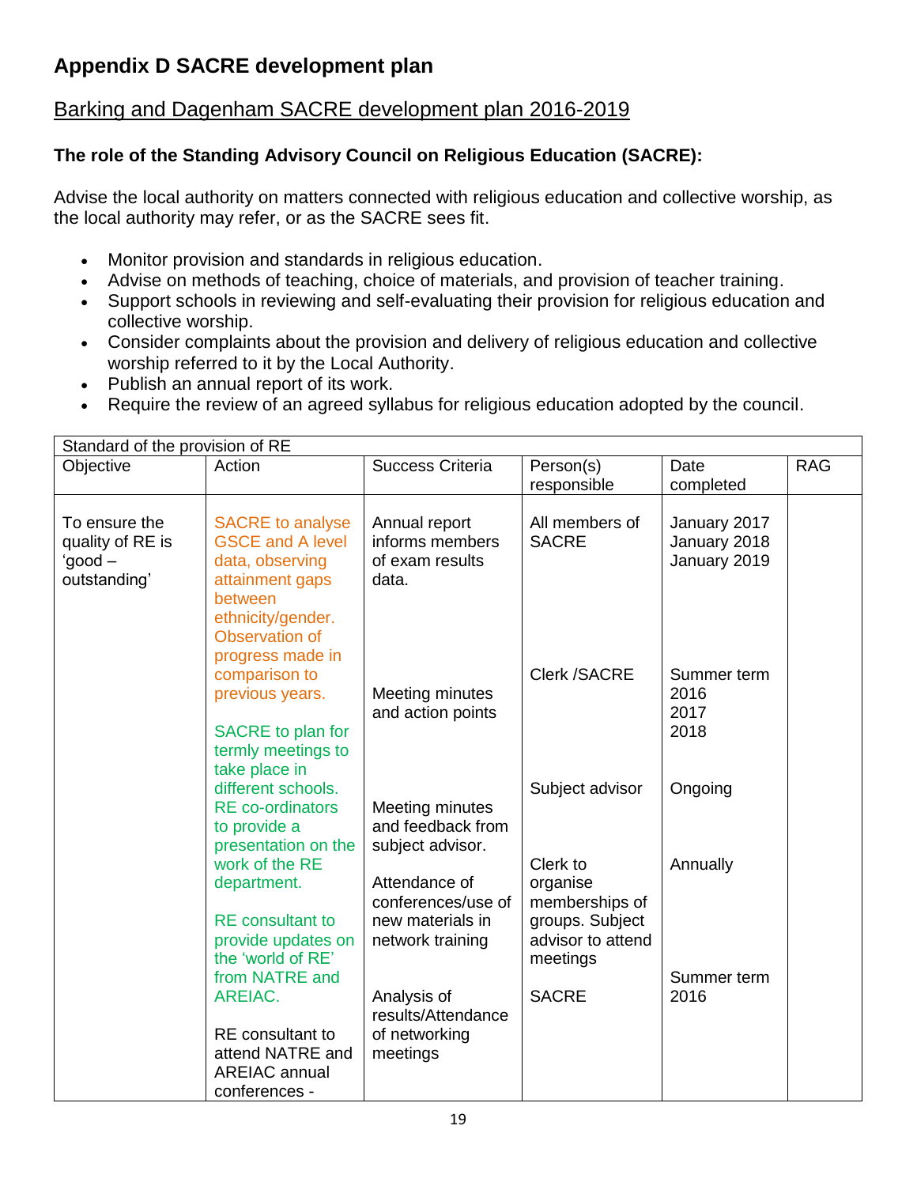# Appendix D SACRE development plan

## Barking and Dagenham SACRE development plan 2016-2019

### The role of the Standing Advisory Council on Religious Education (SACRE):

Advise the local authority on matters connected with religious education and collective worship, as the local authority may refer, or as the SACRE sees fit.

- Monitor provision and standards in religious education.
- Advise on methods of teaching, choice of materials, and provision of teacher training.
- Support schools in reviewing and self-evaluating their provision for religious education and collective worship.
- Consider complaints about the provision and delivery of religious education and collective worship referred to it by the Local Authority.
- Publish an annual report of its work.
- Require the review of an agreed syllabus for religious education adopted by the council.

| Standard of the provision of RE | | | | | |
|---|---|---|---|---|---|
| Objective | Action | Success Criteria | Person(s) responsible | Date completed | RAG |
| To ensure the quality of RE is 'good – outstanding' | SACRE to analyse GSCE and A level data, observing attainment gaps between ethnicity/gender. Observation of progress made in comparison to previous years.<br><br>SACRE to plan for termly meetings to take place in different schools. RE co-ordinators to provide a presentation on the work of the RE department.<br><br>RE consultant to provide updates on the 'world of RE' from NATRE and AREIAC.<br><br>RE consultant to attend NATRE and AREIAC annual conferences - | Annual report informs members of exam results data.<br><br>Meeting minutes and action points<br><br>Meeting minutes and feedback from subject advisor.<br><br>Attendance of conferences/use of new materials in network training<br><br>Analysis of results/Attendance of networking meetings | All members of SACRE<br><br>Clerk /SACRE<br><br>Subject advisor<br><br>Clerk to organise memberships of groups. Subject advisor to attend meetings<br><br>SACRE | January 2017<br>January 2018<br>January 2019<br><br>Summer term<br>2016<br>2017<br>2018<br><br>Ongoing<br><br>Annually<br><br>Summer term 2016 | |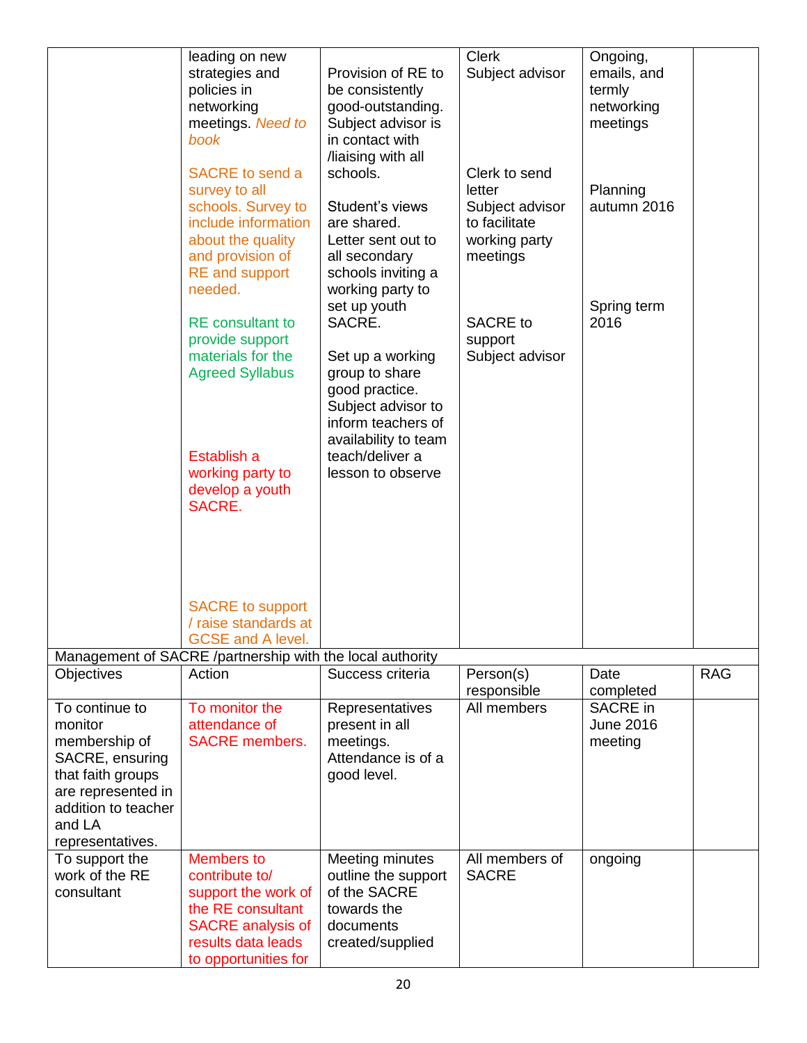| | | | | | |
|---|---|---|---|---|---|
| | leading on new strategies and policies in networking meetings. *Need to book*<br><br>SACRE to send a survey to all schools. Survey to include information about the quality and provision of RE and support needed.<br><br>RE consultant to provide support materials for the Agreed Syllabus<br><br>Establish a working party to develop a youth SACRE.<br><br>SACRE to support / raise standards at GCSE and A level. | Provision of RE to be consistently good-outstanding. Subject advisor is in contact with /liaising with all schools.<br><br>Student's views are shared. Letter sent out to all secondary schools inviting a working party to set up youth SACRE.<br><br>Set up a working group to share good practice. Subject advisor to inform teachers of availability to team teach/deliver a lesson to observe | Clerk<br>Subject advisor<br><br>Clerk to send letter<br>Subject advisor to facilitate working party meetings<br><br>SACRE to support Subject advisor | Ongoing, emails, and termly networking meetings<br><br>Planning autumn 2016<br><br>Spring term 2016 | |
| Management of SACRE /partnership with the local authority | | | | | |
| Objectives | Action | Success criteria | Person(s) responsible | Date completed | RAG |
| To continue to monitor membership of SACRE, ensuring that faith groups are represented in addition to teacher and LA representatives. | To monitor the attendance of SACRE members. | Representatives present in all meetings. Attendance is of a good level. | All members | SACRE in June 2016 meeting | |
| To support the work of the RE consultant | Members to contribute to/ support the work of the RE consultant SACRE analysis of results data leads to opportunities for | Meeting minutes outline the support of the SACRE towards the documents created/supplied | All members of SACRE | ongoing | |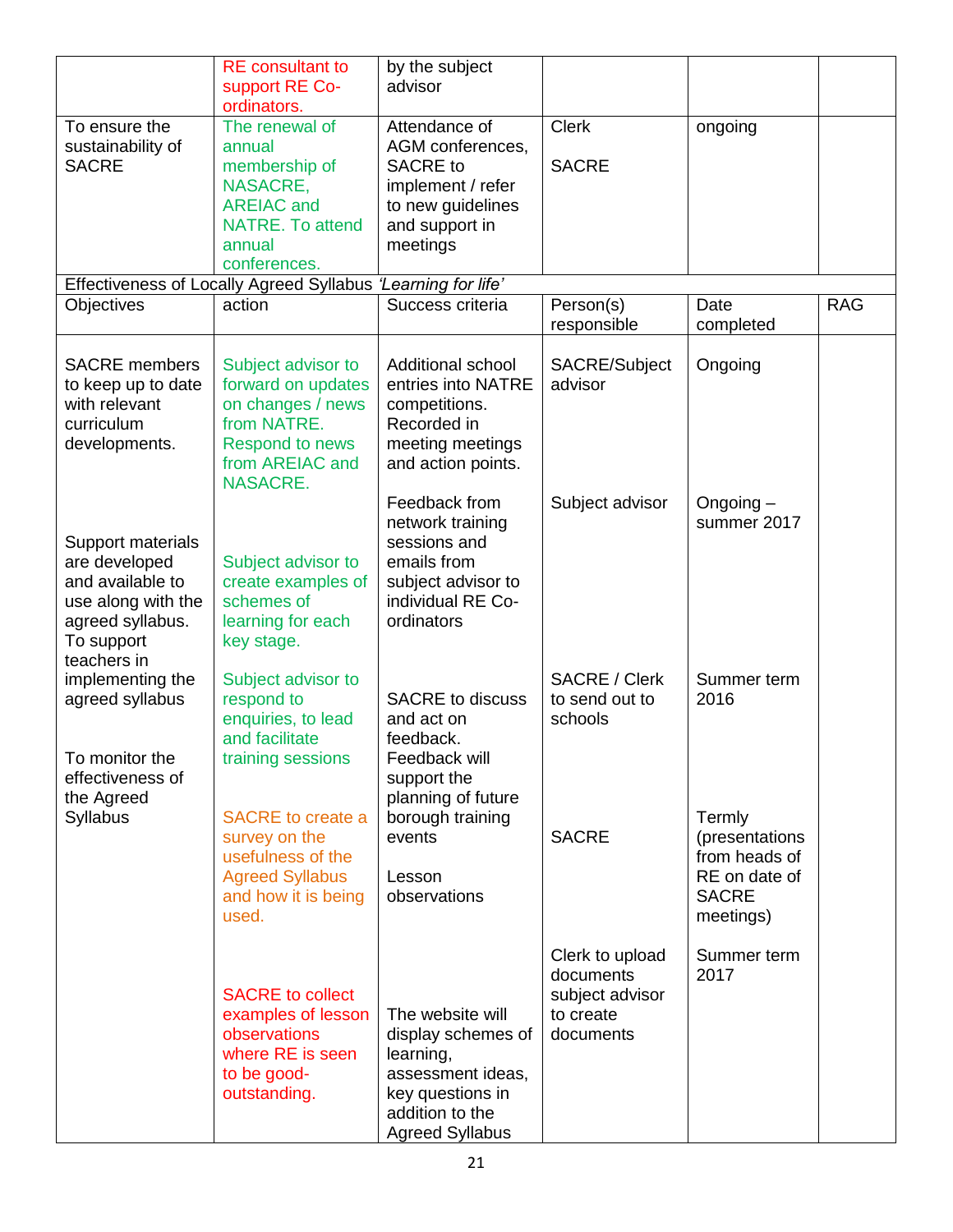|  | RE consultant to support RE Co-ordinators. | by the subject advisor |  |  |  |
|---|---|---|---|---|---|
| To ensure the sustainability of SACRE | The renewal of annual membership of NASACRE, AREIAC and NATRE. To attend annual conferences. | Attendance of AGM conferences, SACRE to implement / refer to new guidelines and support in meetings | Clerk<br><br>SACRE | ongoing |  |
| Effectiveness of Locally Agreed Syllabus *'Learning for life'* |  |  |  |  |  |
| Objectives | action | Success criteria | Person(s) responsible | Date completed | RAG |
| SACRE members to keep up to date with relevant curriculum developments.<br><br>Support materials are developed and available to use along with the agreed syllabus. To support teachers in implementing the agreed syllabus<br><br>To monitor the effectiveness of the Agreed Syllabus | Subject advisor to forward on updates on changes / news from NATRE. Respond to news from AREIAC and NASACRE.<br><br>Subject advisor to create examples of schemes of learning for each key stage.<br><br>Subject advisor to respond to enquiries, to lead and facilitate training sessions<br><br>SACRE to create a survey on the usefulness of the Agreed Syllabus and how it is being used.<br><br>SACRE to collect examples of lesson observations where RE is seen to be good-outstanding. | Additional school entries into NATRE competitions. Recorded in meeting meetings and action points.<br><br>Feedback from network training sessions and emails from subject advisor to individual RE Co-ordinators<br><br>SACRE to discuss and act on feedback. Feedback will support the planning of future borough training events<br><br>Lesson observations<br><br>The website will display schemes of learning, assessment ideas, key questions in addition to the Agreed Syllabus | SACRE/Subject advisor<br><br>Subject advisor<br><br>SACRE / Clerk to send out to schools<br><br>SACRE<br><br>Clerk to upload documents subject advisor to create documents | Ongoing<br><br>Ongoing – summer 2017<br><br>Summer term 2016<br><br>Termly (presentations from heads of RE on date of SACRE meetings)<br><br>Summer term 2017 |  |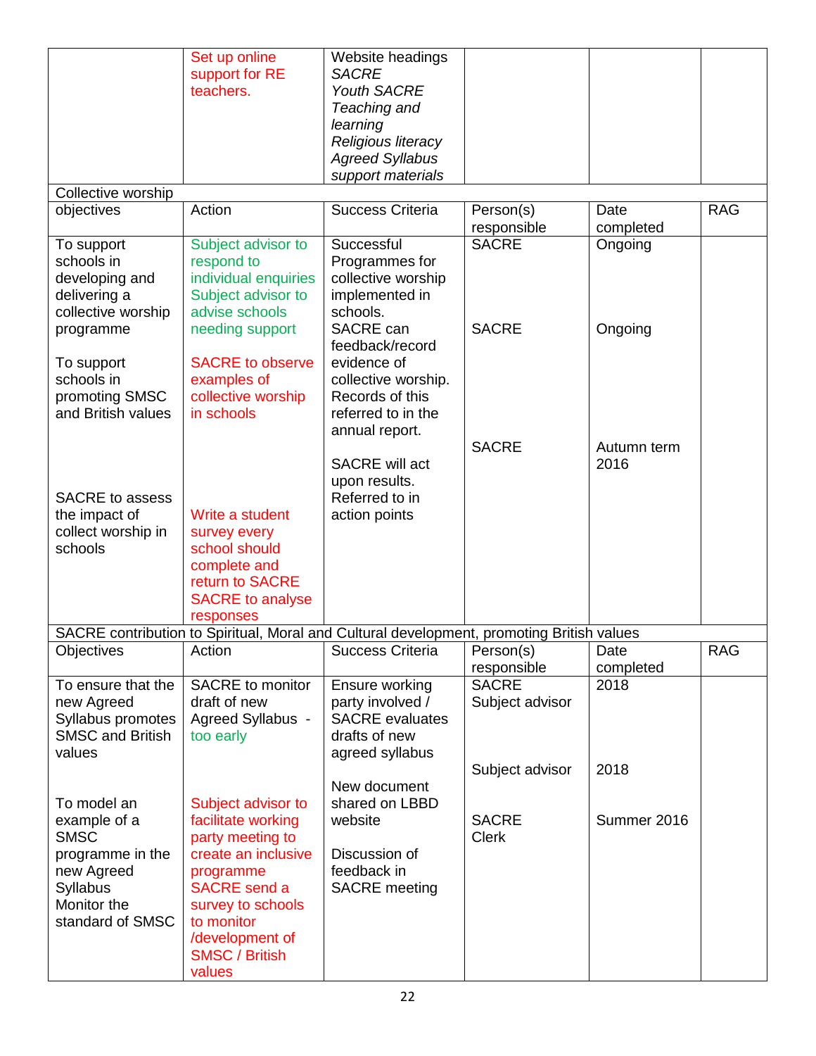| | | | | | |
|---|---|---|---|---|---|
| | Set up online support for RE teachers. | Website headings *SACRE* *Youth SACRE* *Teaching and learning* *Religious literacy* *Agreed Syllabus support materials* | | | |
| **Collective worship** | | | | | |
| objectives | Action | Success Criteria | Person(s) responsible | Date completed | RAG |
| To support schools in developing and delivering a collective worship programme<br><br>To support schools in promoting SMSC and British values<br><br>SACRE to assess the impact of collect worship in schools | Subject advisor to respond to individual enquiries<br>Subject advisor to advise schools needing support<br><br>SACRE to observe examples of collective worship in schools<br><br>Write a student survey every school should complete and return to SACRE<br>SACRE to analyse responses | Successful Programmes for collective worship implemented in schools.<br>SACRE can feedback/record evidence of collective worship. Records of this referred to in the annual report.<br><br>SACRE will act upon results. Referred to in action points | SACRE<br><br>SACRE<br><br>SACRE | Ongoing<br><br>Ongoing<br><br>Autumn term 2016 | |
| **SACRE contribution to Spiritual, Moral and Cultural development, promoting British values** | | | | | |
| Objectives | Action | Success Criteria | Person(s) responsible | Date completed | RAG |
| To ensure that the new Agreed Syllabus promotes SMSC and British values<br><br>To model an example of a SMSC programme in the new Agreed Syllabus<br>Monitor the standard of SMSC | SACRE to monitor draft of new Agreed Syllabus - too early<br><br>Subject advisor to facilitate working party meeting to create an inclusive programme<br>SACRE send a survey to schools to monitor /development of SMSC / British values | Ensure working party involved / SACRE evaluates drafts of new agreed syllabus<br><br>New document shared on LBBD website<br><br>Discussion of feedback in SACRE meeting | SACRE Subject advisor<br><br>Subject advisor<br><br>SACRE Clerk | 2018<br><br>2018<br><br>Summer 2016 | |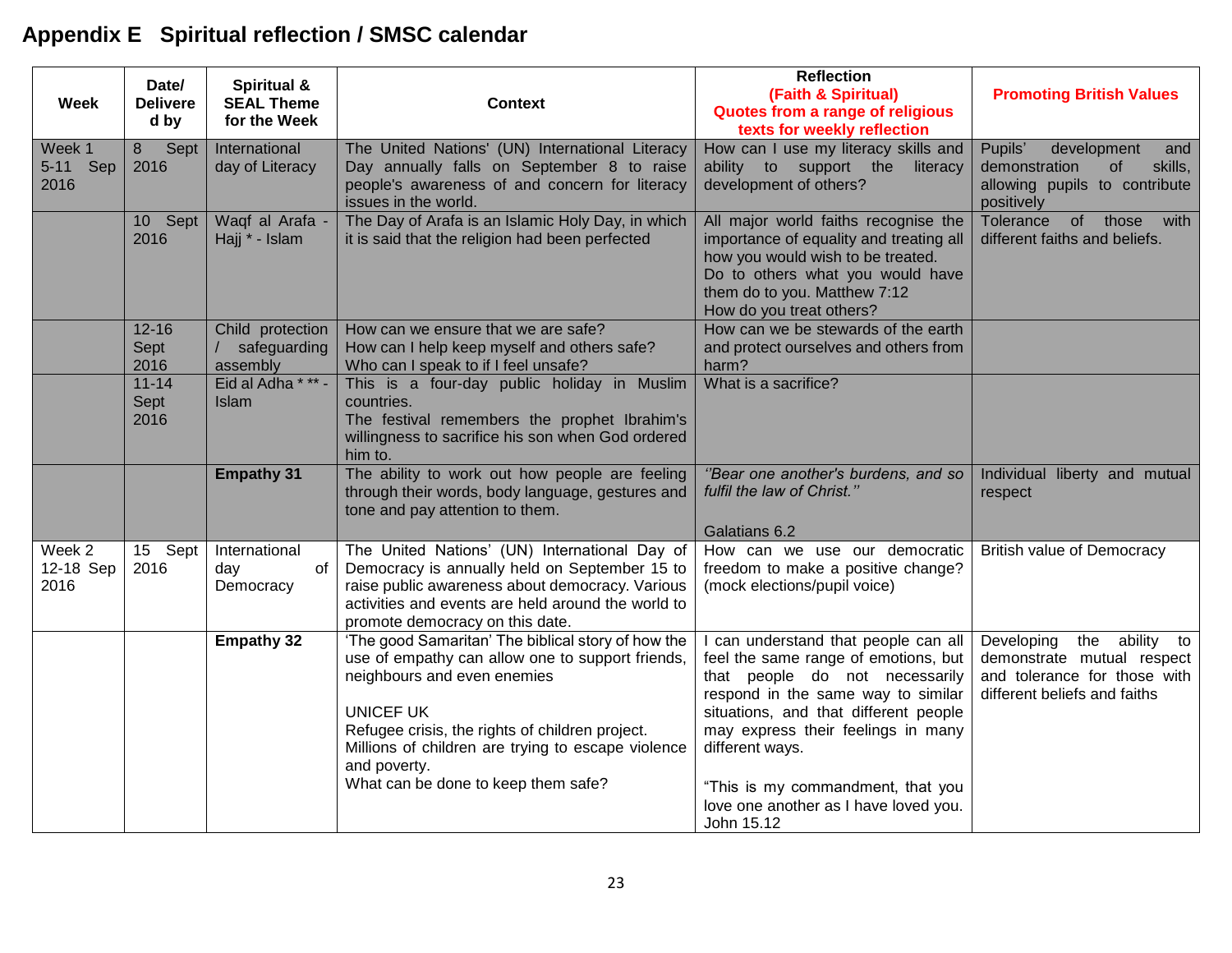## Appendix E Spiritual reflection / SMSC calendar

| Week | Date/ Delivered by | Spiritual & SEAL Theme for the Week | Context | Reflection (Faith & Spiritual) Quotes from a range of religious texts for weekly reflection | Promoting British Values |
|---|---|---|---|---|---|
| Week 1 5-11 Sep 2016 | 8 Sept 2016 | International day of Literacy | The United Nations' (UN) International Literacy Day annually falls on September 8 to raise people's awareness of and concern for literacy issues in the world. | How can I use my literacy skills and ability to support the literacy development of others? | Pupils' development and demonstration of skills, allowing pupils to contribute positively |
| | 10 Sept 2016 | Waqf al Arafa - Hajj * - Islam | The Day of Arafa is an Islamic Holy Day, in which it is said that the religion had been perfected | All major world faiths recognise the importance of equality and treating all how you would wish to be treated.<br>Do to others what you would have them do to you. Matthew 7:12<br>How do you treat others? | Tolerance of those with different faiths and beliefs. |
| | 12-16 Sept 2016 | Child protection / safeguarding assembly | How can we ensure that we are safe?<br>How can I help keep myself and others safe?<br>Who can I speak to if I feel unsafe? | How can we be stewards of the earth and protect ourselves and others from harm? | |
| | 11-14 Sept 2016 | Eid al Adha * ** - Islam | This is a four-day public holiday in Muslim countries.<br>The festival remembers the prophet Ibrahim's willingness to sacrifice his son when God ordered him to. | What is a sacrifice? | |
| | | **Empathy 31** | The ability to work out how people are feeling through their words, body language, gestures and tone and pay attention to them. | *''Bear one another's burdens, and so fulfil the law of Christ.''*<br><br>Galatians 6.2 | Individual liberty and mutual respect |
| Week 2 12-18 Sep 2016 | 15 Sept 2016 | International day of Democracy | The United Nations' (UN) International Day of Democracy is annually held on September 15 to raise public awareness about democracy. Various activities and events are held around the world to promote democracy on this date. | How can we use our democratic freedom to make a positive change? (mock elections/pupil voice) | British value of Democracy |
| | | **Empathy 32** | 'The good Samaritan' The biblical story of how the use of empathy can allow one to support friends, neighbours and even enemies<br><br>UNICEF UK<br>Refugee crisis, the rights of children project.<br>Millions of children are trying to escape violence and poverty.<br>What can be done to keep them safe? | I can understand that people can all feel the same range of emotions, but that people do not necessarily respond in the same way to similar situations, and that different people may express their feelings in many different ways.<br><br>"This is my commandment, that you love one another as I have loved you. John 15.12 | Developing the ability to demonstrate mutual respect and tolerance for those with different beliefs and faiths |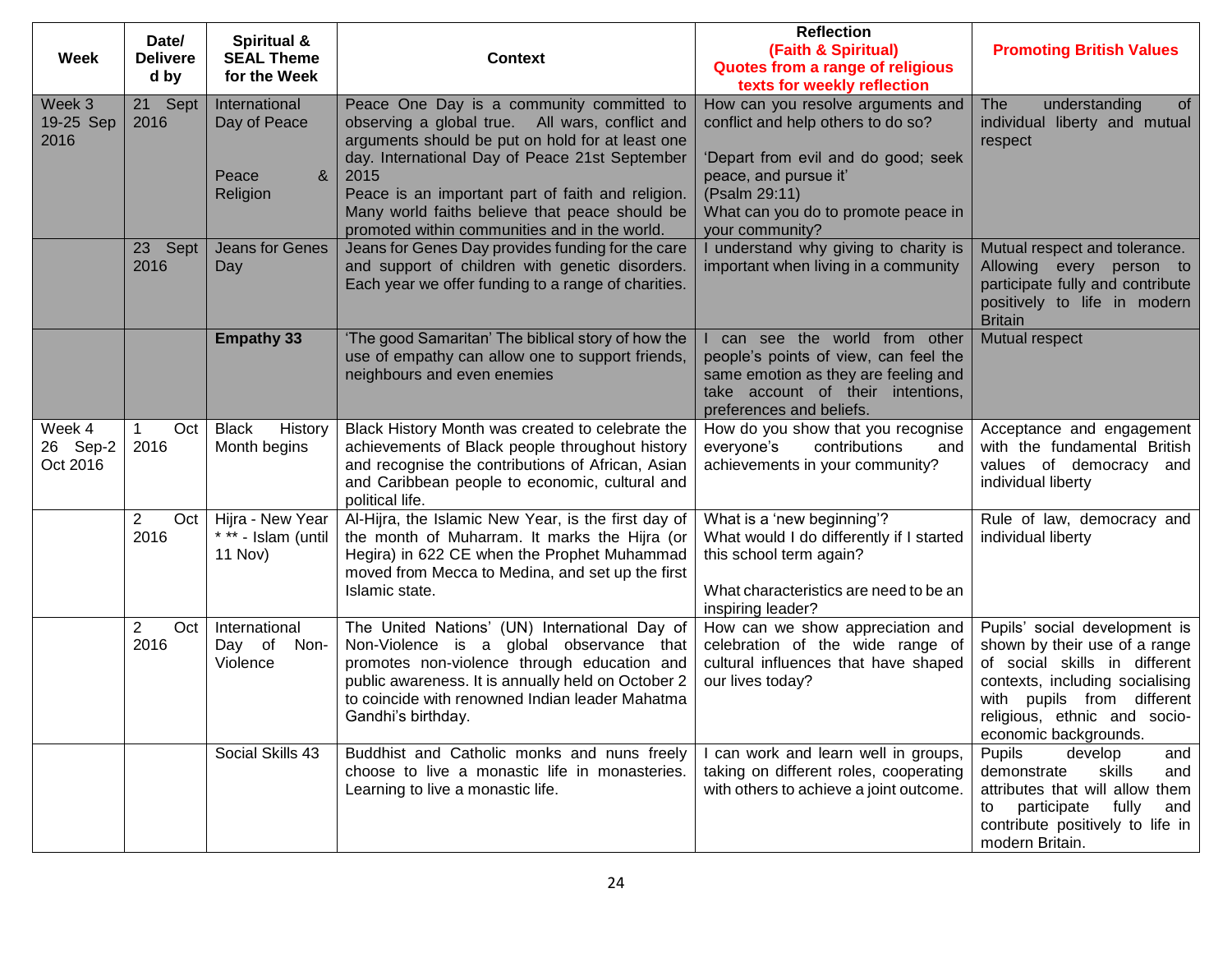| Week | Date/ Delivered by | Spiritual & SEAL Theme for the Week | Context | Reflection (Faith & Spiritual) Quotes from a range of religious texts for weekly reflection | Promoting British Values |
|---|---|---|---|---|---|
| Week 3 19-25 Sep 2016 | 21 Sept 2016 | International Day of Peace<br><br>Peace & Religion | Peace One Day is a community committed to observing a global true. All wars, conflict and arguments should be put on hold for at least one day. International Day of Peace 21st September 2015<br>Peace is an important part of faith and religion. Many world faiths believe that peace should be promoted within communities and in the world. | How can you resolve arguments and conflict and help others to do so?<br><br>'Depart from evil and do good; seek peace, and pursue it'<br>(Psalm 29:11)<br>What can you do to promote peace in your community? | The understanding of individual liberty and mutual respect |
| | 23 Sept 2016 | Jeans for Genes Day | Jeans for Genes Day provides funding for the care and support of children with genetic disorders. Each year we offer funding to a range of charities. | I understand why giving to charity is important when living in a community | Mutual respect and tolerance. Allowing every person to participate fully and contribute positively to life in modern Britain |
| | | **Empathy 33** | 'The good Samaritan' The biblical story of how the use of empathy can allow one to support friends, neighbours and even enemies | I can see the world from other people's points of view, can feel the same emotion as they are feeling and take account of their intentions, preferences and beliefs. | Mutual respect |
| Week 4 26 Sep-2 Oct 2016 | 1 Oct 2016 | Black History Month begins | Black History Month was created to celebrate the achievements of Black people throughout history and recognise the contributions of African, Asian and Caribbean people to economic, cultural and political life. | How do you show that you recognise everyone's contributions and achievements in your community? | Acceptance and engagement with the fundamental British values of democracy and individual liberty |
| | 2 Oct 2016 | Hijra - New Year * ** - Islam (until 11 Nov) | Al-Hijra, the Islamic New Year, is the first day of the month of Muharram. It marks the Hijra (or Hegira) in 622 CE when the Prophet Muhammad moved from Mecca to Medina, and set up the first Islamic state. | What is a 'new beginning'?<br>What would I do differently if I started this school term again?<br><br>What characteristics are need to be an inspiring leader? | Rule of law, democracy and individual liberty |
| | 2 Oct 2016 | International Day of Non-Violence | The United Nations' (UN) International Day of Non-Violence is a global observance that promotes non-violence through education and public awareness. It is annually held on October 2 to coincide with renowned Indian leader Mahatma Gandhi's birthday. | How can we show appreciation and celebration of the wide range of cultural influences that have shaped our lives today? | Pupils' social development is shown by their use of a range of social skills in different contexts, including socialising with pupils from different religious, ethnic and socio-economic backgrounds. |
| | | Social Skills 43 | Buddhist and Catholic monks and nuns freely choose to live a monastic life in monasteries. Learning to live a monastic life. | I can work and learn well in groups, taking on different roles, cooperating with others to achieve a joint outcome. | Pupils develop and demonstrate skills and attributes that will allow them to participate fully and contribute positively to life in modern Britain. |